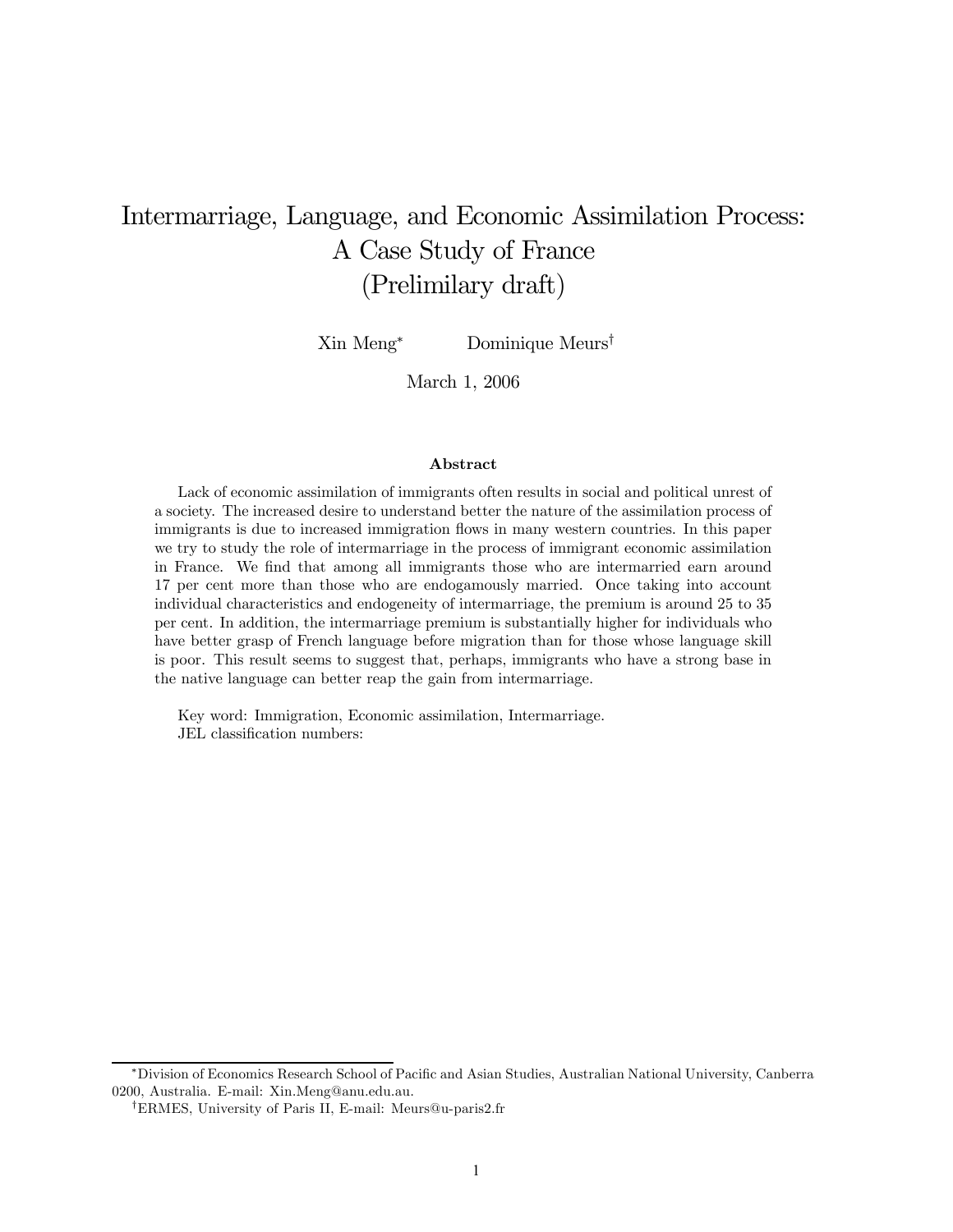# Intermarriage, Language, and Economic Assimilation Process: A Case Study of France (Prelimilary draft)

Xin Meng[*] Dominique Meurs[†]

March 1, 2006

### Abstract

Lack of economic assimilation of immigrants often results in social and political unrest of a society. The increased desire to understand better the nature of the assimilation process of immigrants is due to increased immigration flows in many western countries. In this paper we try to study the role of intermarriage in the process of immigrant economic assimilation in France. We find that among all immigrants those who are intermarried earn around 17 per cent more than those who are endogamously married. Once taking into account individual characteristics and endogeneity of intermarriage, the premium is around 25 to 35 per cent. In addition, the intermarriage premium is substantially higher for individuals who have better grasp of French language before migration than for those whose language skill is poor. This result seems to suggest that, perhaps, immigrants who have a strong base in the native language can better reap the gain from intermarriage.

Key word: Immigration, Economic assimilation, Intermarriage.
JEL classification numbers:

---

[*] Division of Economics Research School of Pacific and Asian Studies, Australian National University, Canberra 0200, Australia. E-mail: Xin.Meng@anu.edu.au.

[†] ERMES, University of Paris II, E-mail: Meurs@u-paris2.fr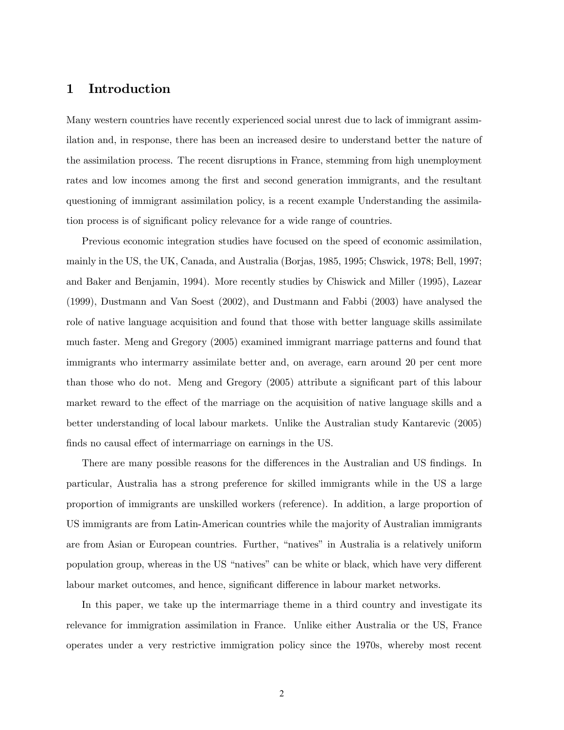# 1 Introduction

Many western countries have recently experienced social unrest due to lack of immigrant assimilation and, in response, there has been an increased desire to understand better the nature of the assimilation process. The recent disruptions in France, stemming from high unemployment rates and low incomes among the first and second generation immigrants, and the resultant questioning of immigrant assimilation policy, is a recent example Understanding the assimilation process is of significant policy relevance for a wide range of countries.

Previous economic integration studies have focused on the speed of economic assimilation, mainly in the US, the UK, Canada, and Australia (Borjas, 1985, 1995; Chswick, 1978; Bell, 1997; and Baker and Benjamin, 1994). More recently studies by Chiswick and Miller (1995), Lazear (1999), Dustmann and Van Soest (2002), and Dustmann and Fabbi (2003) have analysed the role of native language acquisition and found that those with better language skills assimilate much faster. Meng and Gregory (2005) examined immigrant marriage patterns and found that immigrants who intermarry assimilate better and, on average, earn around 20 per cent more than those who do not. Meng and Gregory (2005) attribute a significant part of this labour market reward to the effect of the marriage on the acquisition of native language skills and a better understanding of local labour markets. Unlike the Australian study Kantarevic (2005) finds no causal effect of intermarriage on earnings in the US.

There are many possible reasons for the differences in the Australian and US findings. In particular, Australia has a strong preference for skilled immigrants while in the US a large proportion of immigrants are unskilled workers (reference). In addition, a large proportion of US immigrants are from Latin-American countries while the majority of Australian immigrants are from Asian or European countries. Further, "natives" in Australia is a relatively uniform population group, whereas in the US "natives" can be white or black, which have very different labour market outcomes, and hence, significant difference in labour market networks.

In this paper, we take up the intermarriage theme in a third country and investigate its relevance for immigration assimilation in France. Unlike either Australia or the US, France operates under a very restrictive immigration policy since the 1970s, whereby most recent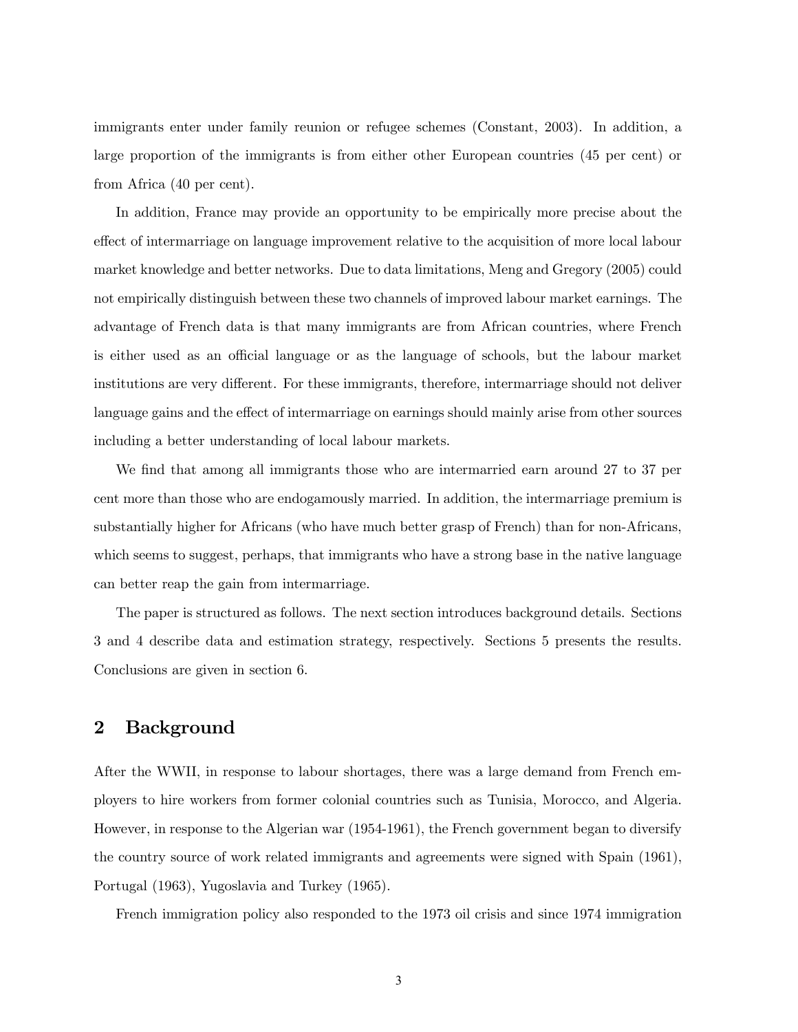immigrants enter under family reunion or refugee schemes (Constant, 2003). In addition, a large proportion of the immigrants is from either other European countries (45 per cent) or from Africa (40 per cent).

In addition, France may provide an opportunity to be empirically more precise about the effect of intermarriage on language improvement relative to the acquisition of more local labour market knowledge and better networks. Due to data limitations, Meng and Gregory (2005) could not empirically distinguish between these two channels of improved labour market earnings. The advantage of French data is that many immigrants are from African countries, where French is either used as an official language or as the language of schools, but the labour market institutions are very different. For these immigrants, therefore, intermarriage should not deliver language gains and the effect of intermarriage on earnings should mainly arise from other sources including a better understanding of local labour markets.

We find that among all immigrants those who are intermarried earn around 27 to 37 per cent more than those who are endogamously married. In addition, the intermarriage premium is substantially higher for Africans (who have much better grasp of French) than for non-Africans, which seems to suggest, perhaps, that immigrants who have a strong base in the native language can better reap the gain from intermarriage.

The paper is structured as follows. The next section introduces background details. Sections 3 and 4 describe data and estimation strategy, respectively. Sections 5 presents the results. Conclusions are given in section 6.

## 2 Background

After the WWII, in response to labour shortages, there was a large demand from French employers to hire workers from former colonial countries such as Tunisia, Morocco, and Algeria. However, in response to the Algerian war (1954-1961), the French government began to diversify the country source of work related immigrants and agreements were signed with Spain (1961), Portugal (1963), Yugoslavia and Turkey (1965).

French immigration policy also responded to the 1973 oil crisis and since 1974 immigration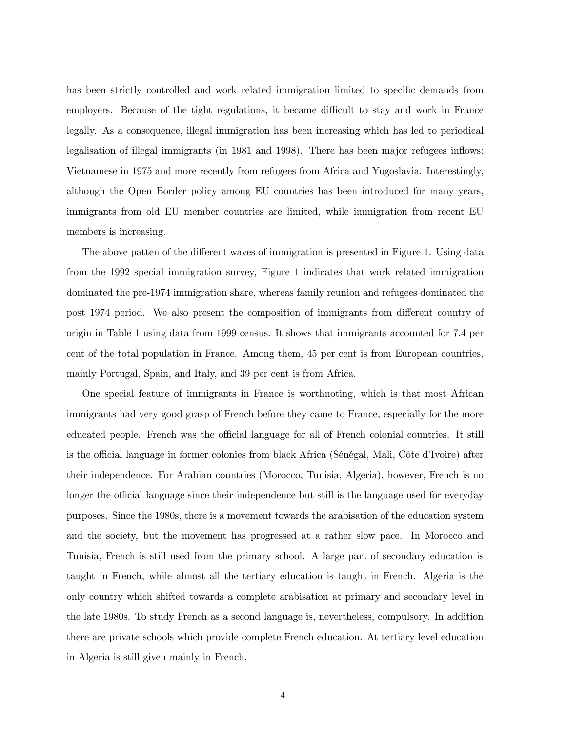has been strictly controlled and work related immigration limited to specific demands from employers. Because of the tight regulations, it became difficult to stay and work in France legally. As a consequence, illegal immigration has been increasing which has led to periodical legalisation of illegal immigrants (in 1981 and 1998). There has been major refugees inflows: Vietnamese in 1975 and more recently from refugees from Africa and Yugoslavia. Interestingly, although the Open Border policy among EU countries has been introduced for many years, immigrants from old EU member countries are limited, while immigration from recent EU members is increasing.

The above patten of the different waves of immigration is presented in Figure 1. Using data from the 1992 special immigration survey, Figure 1 indicates that work related immigration dominated the pre-1974 immigration share, whereas family reunion and refugees dominated the post 1974 period. We also present the composition of immigrants from different country of origin in Table 1 using data from 1999 census. It shows that immigrants accounted for 7.4 per cent of the total population in France. Among them, 45 per cent is from European countries, mainly Portugal, Spain, and Italy, and 39 per cent is from Africa.

One special feature of immigrants in France is worthnoting, which is that most African immigrants had very good grasp of French before they came to France, especially for the more educated people. French was the official language for all of French colonial countries. It still is the official language in former colonies from black Africa (Sénégal, Mali, Côte d'Ivoire) after their independence. For Arabian countries (Morocco, Tunisia, Algeria), however, French is no longer the official language since their independence but still is the language used for everyday purposes. Since the 1980s, there is a movement towards the arabisation of the education system and the society, but the movement has progressed at a rather slow pace. In Morocco and Tunisia, French is still used from the primary school. A large part of secondary education is taught in French, while almost all the tertiary education is taught in French. Algeria is the only country which shifted towards a complete arabisation at primary and secondary level in the late 1980s. To study French as a second language is, nevertheless, compulsory. In addition there are private schools which provide complete French education. At tertiary level education in Algeria is still given mainly in French.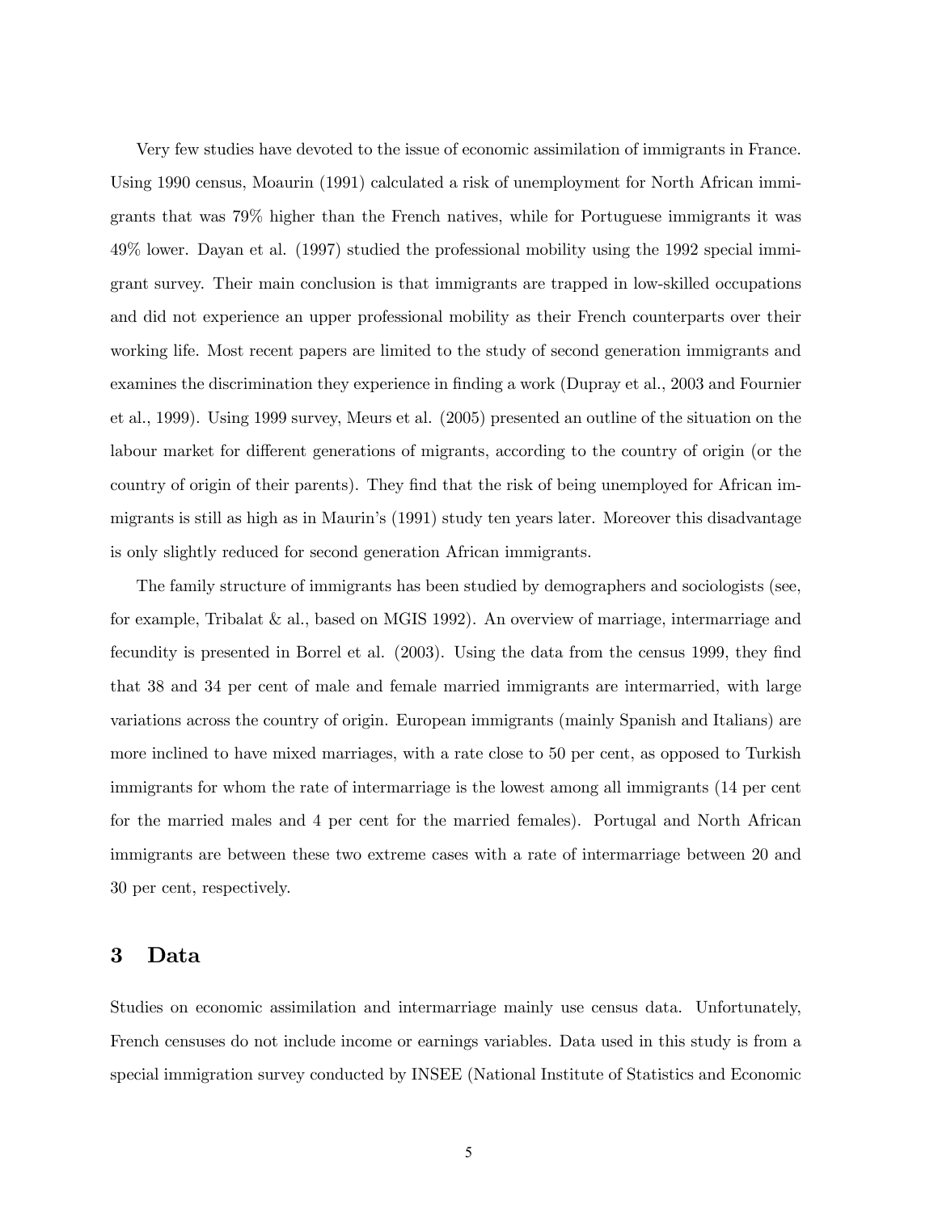Very few studies have devoted to the issue of economic assimilation of immigrants in France. Using 1990 census, Moaurin (1991) calculated a risk of unemployment for North African immigrants that was 79% higher than the French natives, while for Portuguese immigrants it was 49% lower. Dayan et al. (1997) studied the professional mobility using the 1992 special immigrant survey. Their main conclusion is that immigrants are trapped in low-skilled occupations and did not experience an upper professional mobility as their French counterparts over their working life. Most recent papers are limited to the study of second generation immigrants and examines the discrimination they experience in finding a work (Dupray et al., 2003 and Fournier et al., 1999). Using 1999 survey, Meurs et al. (2005) presented an outline of the situation on the labour market for different generations of migrants, according to the country of origin (or the country of origin of their parents). They find that the risk of being unemployed for African immigrants is still as high as in Maurin's (1991) study ten years later. Moreover this disadvantage is only slightly reduced for second generation African immigrants.

The family structure of immigrants has been studied by demographers and sociologists (see, for example, Tribalat & al., based on MGIS 1992). An overview of marriage, intermarriage and fecundity is presented in Borrel et al. (2003). Using the data from the census 1999, they find that 38 and 34 per cent of male and female married immigrants are intermarried, with large variations across the country of origin. European immigrants (mainly Spanish and Italians) are more inclined to have mixed marriages, with a rate close to 50 per cent, as opposed to Turkish immigrants for whom the rate of intermarriage is the lowest among all immigrants (14 per cent for the married males and 4 per cent for the married females). Portugal and North African immigrants are between these two extreme cases with a rate of intermarriage between 20 and 30 per cent, respectively.

# 3 Data

Studies on economic assimilation and intermarriage mainly use census data. Unfortunately, French censuses do not include income or earnings variables. Data used in this study is from a special immigration survey conducted by INSEE (National Institute of Statistics and Economic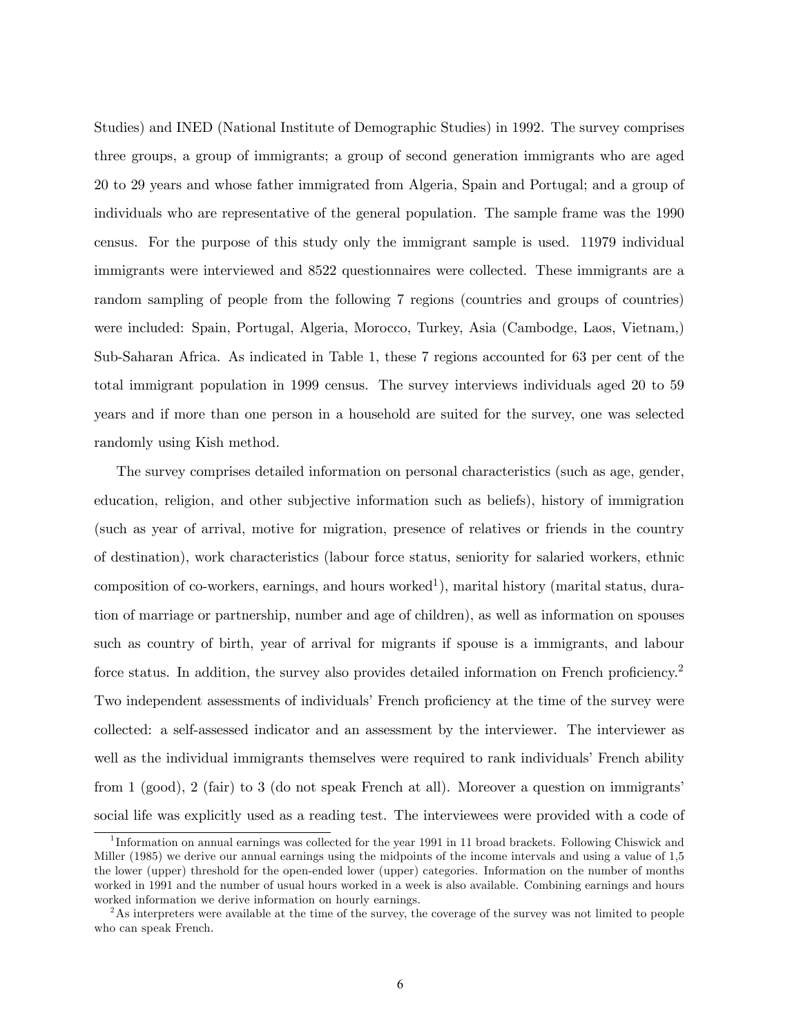Studies) and INED (National Institute of Demographic Studies) in 1992. The survey comprises three groups, a group of immigrants; a group of second generation immigrants who are aged 20 to 29 years and whose father immigrated from Algeria, Spain and Portugal; and a group of individuals who are representative of the general population. The sample frame was the 1990 census. For the purpose of this study only the immigrant sample is used. 11979 individual immigrants were interviewed and 8522 questionnaires were collected. These immigrants are a random sampling of people from the following 7 regions (countries and groups of countries) were included: Spain, Portugal, Algeria, Morocco, Turkey, Asia (Cambodge, Laos, Vietnam,) Sub-Saharan Africa. As indicated in Table 1, these 7 regions accounted for 63 per cent of the total immigrant population in 1999 census. The survey interviews individuals aged 20 to 59 years and if more than one person in a household are suited for the survey, one was selected randomly using Kish method.

The survey comprises detailed information on personal characteristics (such as age, gender, education, religion, and other subjective information such as beliefs), history of immigration (such as year of arrival, motive for migration, presence of relatives or friends in the country of destination), work characteristics (labour force status, seniority for salaried workers, ethnic composition of co-workers, earnings, and hours worked[1]), marital history (marital status, duration of marriage or partnership, number and age of children), as well as information on spouses such as country of birth, year of arrival for migrants if spouse is a immigrants, and labour force status. In addition, the survey also provides detailed information on French proficiency.[2] Two independent assessments of individuals' French proficiency at the time of the survey were collected: a self-assessed indicator and an assessment by the interviewer. The interviewer as well as the individual immigrants themselves were required to rank individuals' French ability from 1 (good), 2 (fair) to 3 (do not speak French at all). Moreover a question on immigrants' social life was explicitly used as a reading test. The interviewees were provided with a code of

---

[1] Information on annual earnings was collected for the year 1991 in 11 broad brackets. Following Chiswick and Miller (1985) we derive our annual earnings using the midpoints of the income intervals and using a value of 1,5 the lower (upper) threshold for the open-ended lower (upper) categories. Information on the number of months worked in 1991 and the number of usual hours worked in a week is also available. Combining earnings and hours worked information we derive information on hourly earnings.

[2] As interpreters were available at the time of the survey, the coverage of the survey was not limited to people who can speak French.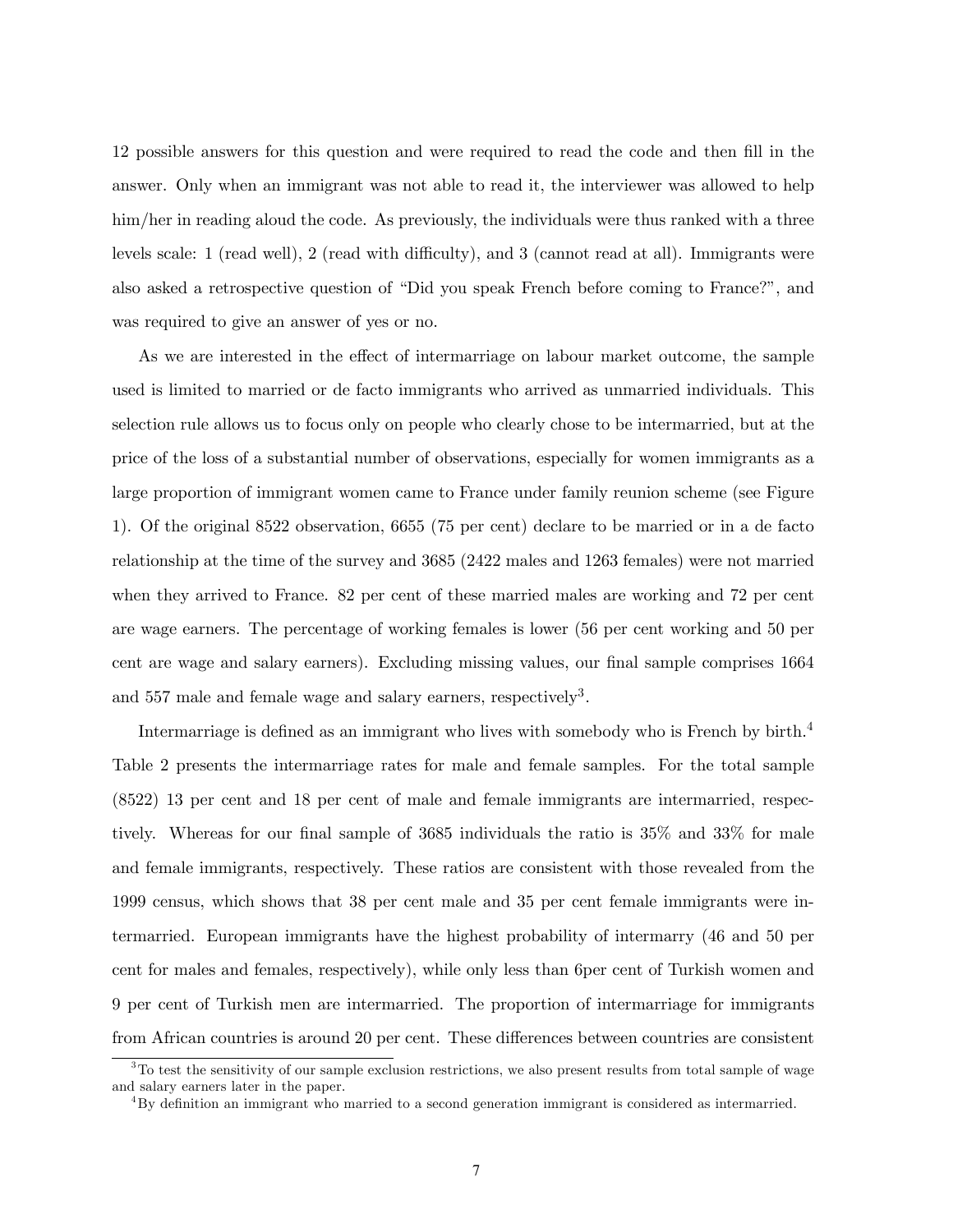12 possible answers for this question and were required to read the code and then fill in the answer. Only when an immigrant was not able to read it, the interviewer was allowed to help him/her in reading aloud the code. As previously, the individuals were thus ranked with a three levels scale: 1 (read well), 2 (read with difficulty), and 3 (cannot read at all). Immigrants were also asked a retrospective question of "Did you speak French before coming to France?", and was required to give an answer of yes or no.

As we are interested in the effect of intermarriage on labour market outcome, the sample used is limited to married or de facto immigrants who arrived as unmarried individuals. This selection rule allows us to focus only on people who clearly chose to be intermarried, but at the price of the loss of a substantial number of observations, especially for women immigrants as a large proportion of immigrant women came to France under family reunion scheme (see Figure 1). Of the original 8522 observation, 6655 (75 per cent) declare to be married or in a de facto relationship at the time of the survey and 3685 (2422 males and 1263 females) were not married when they arrived to France. 82 per cent of these married males are working and 72 per cent are wage earners. The percentage of working females is lower (56 per cent working and 50 per cent are wage and salary earners). Excluding missing values, our final sample comprises 1664 and 557 male and female wage and salary earners, respectively[3].

Intermarriage is defined as an immigrant who lives with somebody who is French by birth.[4] Table 2 presents the intermarriage rates for male and female samples. For the total sample (8522) 13 per cent and 18 per cent of male and female immigrants are intermarried, respectively. Whereas for our final sample of 3685 individuals the ratio is 35% and 33% for male and female immigrants, respectively. These ratios are consistent with those revealed from the 1999 census, which shows that 38 per cent male and 35 per cent female immigrants were intermarried. European immigrants have the highest probability of intermarry (46 and 50 per cent for males and females, respectively), while only less than 6per cent of Turkish women and 9 per cent of Turkish men are intermarried. The proportion of intermarriage for immigrants from African countries is around 20 per cent. These differences between countries are consistent

[3] To test the sensitivity of our sample exclusion restrictions, we also present results from total sample of wage and salary earners later in the paper.

[4] By definition an immigrant who married to a second generation immigrant is considered as intermarried.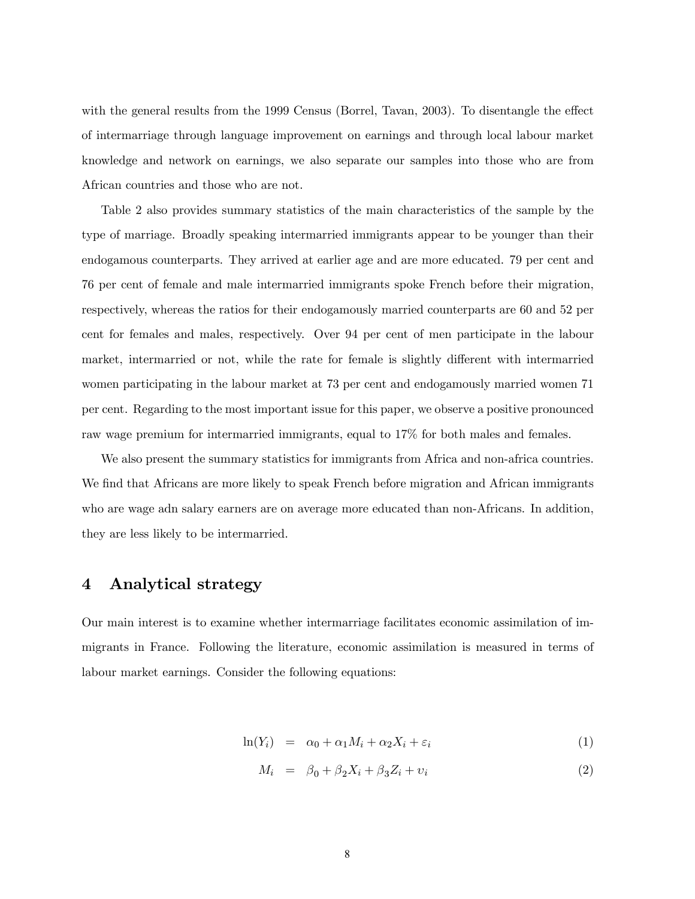with the general results from the 1999 Census (Borrel, Tavan, 2003). To disentangle the effect of intermarriage through language improvement on earnings and through local labour market knowledge and network on earnings, we also separate our samples into those who are from African countries and those who are not.

Table 2 also provides summary statistics of the main characteristics of the sample by the type of marriage. Broadly speaking intermarried immigrants appear to be younger than their endogamous counterparts. They arrived at earlier age and are more educated. 79 per cent and 76 per cent of female and male intermarried immigrants spoke French before their migration, respectively, whereas the ratios for their endogamously married counterparts are 60 and 52 per cent for females and males, respectively. Over 94 per cent of men participate in the labour market, intermarried or not, while the rate for female is slightly different with intermarried women participating in the labour market at 73 per cent and endogamously married women 71 per cent. Regarding to the most important issue for this paper, we observe a positive pronounced raw wage premium for intermarried immigrants, equal to 17% for both males and females.

We also present the summary statistics for immigrants from Africa and non-africa countries. We find that Africans are more likely to speak French before migration and African immigrants who are wage adn salary earners are on average more educated than non-Africans. In addition, they are less likely to be intermarried.

## 4 Analytical strategy

Our main interest is to examine whether intermarriage facilitates economic assimilation of immigrants in France. Following the literature, economic assimilation is measured in terms of labour market earnings. Consider the following equations:

$$\ln(Y_i) = \alpha_0 + \alpha_1 M_i + \alpha_2 X_i + \varepsilon_i \tag{1}$$

$$M_i = \beta_0 + \beta_2 X_i + \beta_3 Z_i + \upsilon_i \tag{2}$$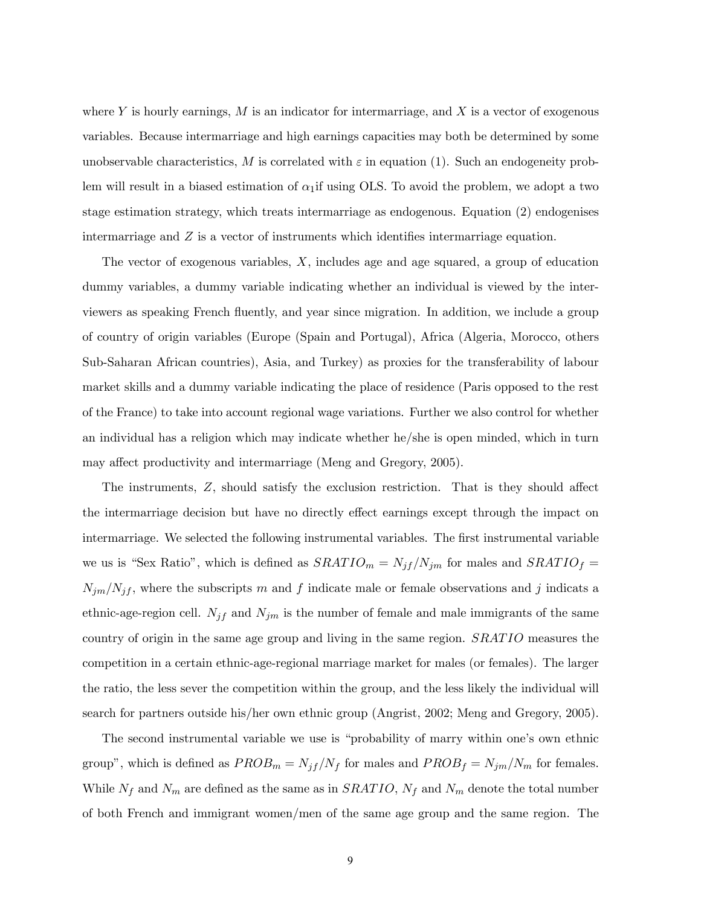where $Y$ is hourly earnings, $M$ is an indicator for intermarriage, and $X$ is a vector of exogenous variables. Because intermarriage and high earnings capacities may both be determined by some unobservable characteristics, $M$ is correlated with $\varepsilon$ in equation (1). Such an endogeneity problem will result in a biased estimation of $\alpha_1$if using OLS. To avoid the problem, we adopt a two stage estimation strategy, which treats intermarriage as endogenous. Equation (2) endogenises intermarriage and $Z$ is a vector of instruments which identifies intermarriage equation.

The vector of exogenous variables, $X$, includes age and age squared, a group of education dummy variables, a dummy variable indicating whether an individual is viewed by the interviewers as speaking French fluently, and year since migration. In addition, we include a group of country of origin variables (Europe (Spain and Portugal), Africa (Algeria, Morocco, others Sub-Saharan African countries), Asia, and Turkey) as proxies for the transferability of labour market skills and a dummy variable indicating the place of residence (Paris opposed to the rest of the France) to take into account regional wage variations. Further we also control for whether an individual has a religion which may indicate whether he/she is open minded, which in turn may affect productivity and intermarriage (Meng and Gregory, 2005).

The instruments, $Z$, should satisfy the exclusion restriction. That is they should affect the intermarriage decision but have no directly effect earnings except through the impact on intermarriage. We selected the following instrumental variables. The first instrumental variable we us is "Sex Ratio", which is defined as $SRATIO_m = N_{jf}/N_{jm}$ for males and $SRATIO_f = N_{jm}/N_{jf}$, where the subscripts $m$ and $f$ indicate male or female observations and $j$ indicats a ethnic-age-region cell. $N_{jf}$ and $N_{jm}$ is the number of female and male immigrants of the same country of origin in the same age group and living in the same region. $SRATIO$ measures the competition in a certain ethnic-age-regional marriage market for males (or females). The larger the ratio, the less sever the competition within the group, and the less likely the individual will search for partners outside his/her own ethnic group (Angrist, 2002; Meng and Gregory, 2005).

The second instrumental variable we use is "probability of marry within one's own ethnic group", which is defined as $PROB_m = N_{jf}/N_f$ for males and $PROB_f = N_{jm}/N_m$ for females. While $N_f$ and $N_m$ are defined as the same as in $SRATIO$, $N_f$ and $N_m$ denote the total number of both French and immigrant women/men of the same age group and the same region. The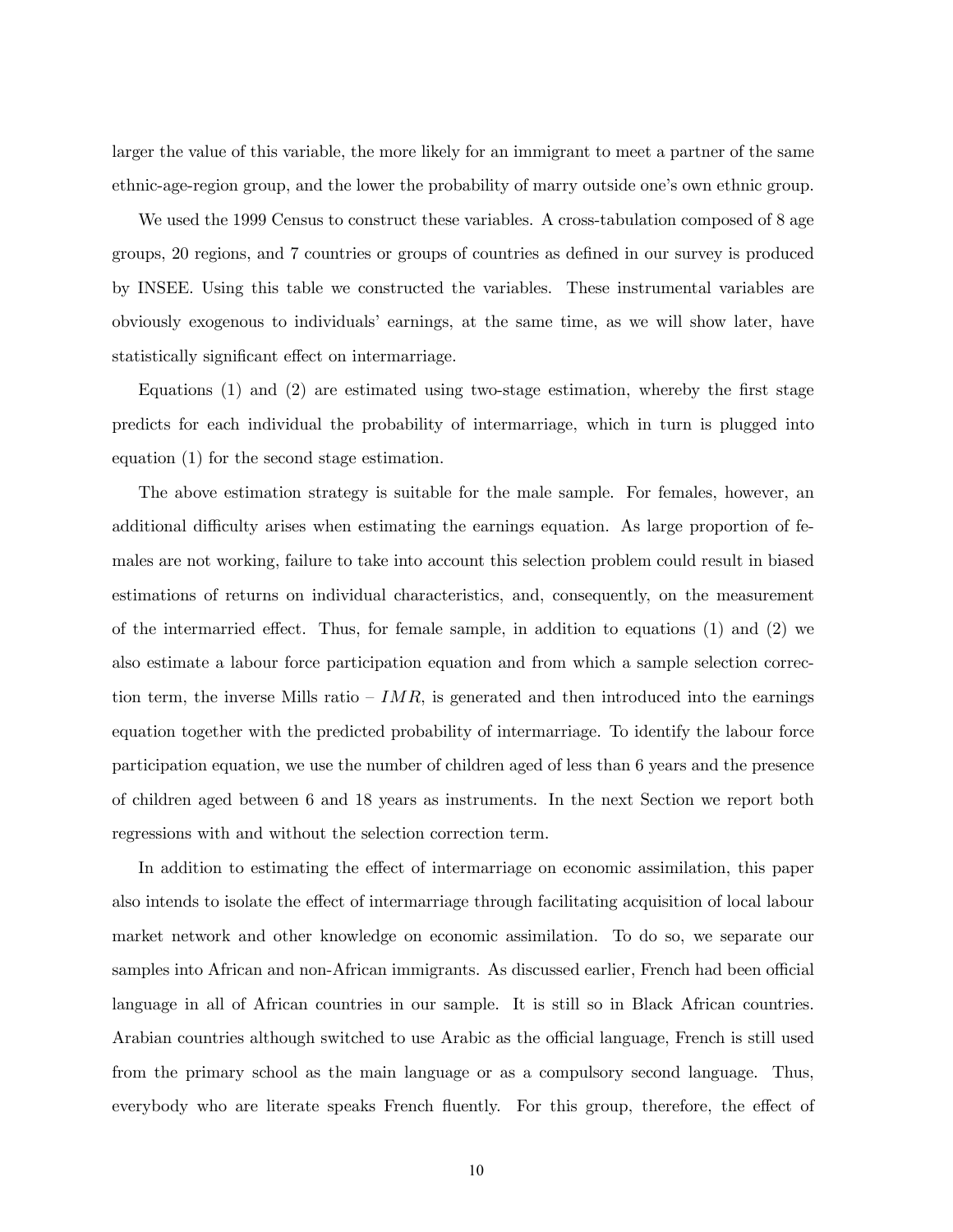larger the value of this variable, the more likely for an immigrant to meet a partner of the same ethnic-age-region group, and the lower the probability of marry outside one's own ethnic group.

We used the 1999 Census to construct these variables. A cross-tabulation composed of 8 age groups, 20 regions, and 7 countries or groups of countries as defined in our survey is produced by INSEE. Using this table we constructed the variables. These instrumental variables are obviously exogenous to individuals' earnings, at the same time, as we will show later, have statistically significant effect on intermarriage.

Equations (1) and (2) are estimated using two-stage estimation, whereby the first stage predicts for each individual the probability of intermarriage, which in turn is plugged into equation (1) for the second stage estimation.

The above estimation strategy is suitable for the male sample. For females, however, an additional difficulty arises when estimating the earnings equation. As large proportion of females are not working, failure to take into account this selection problem could result in biased estimations of returns on individual characteristics, and, consequently, on the measurement of the intermarried effect. Thus, for female sample, in addition to equations (1) and (2) we also estimate a labour force participation equation and from which a sample selection correction term, the inverse Mills ratio – $IMR$, is generated and then introduced into the earnings equation together with the predicted probability of intermarriage. To identify the labour force participation equation, we use the number of children aged of less than 6 years and the presence of children aged between 6 and 18 years as instruments. In the next Section we report both regressions with and without the selection correction term.

In addition to estimating the effect of intermarriage on economic assimilation, this paper also intends to isolate the effect of intermarriage through facilitating acquisition of local labour market network and other knowledge on economic assimilation. To do so, we separate our samples into African and non-African immigrants. As discussed earlier, French had been official language in all of African countries in our sample. It is still so in Black African countries. Arabian countries although switched to use Arabic as the official language, French is still used from the primary school as the main language or as a compulsory second language. Thus, everybody who are literate speaks French fluently. For this group, therefore, the effect of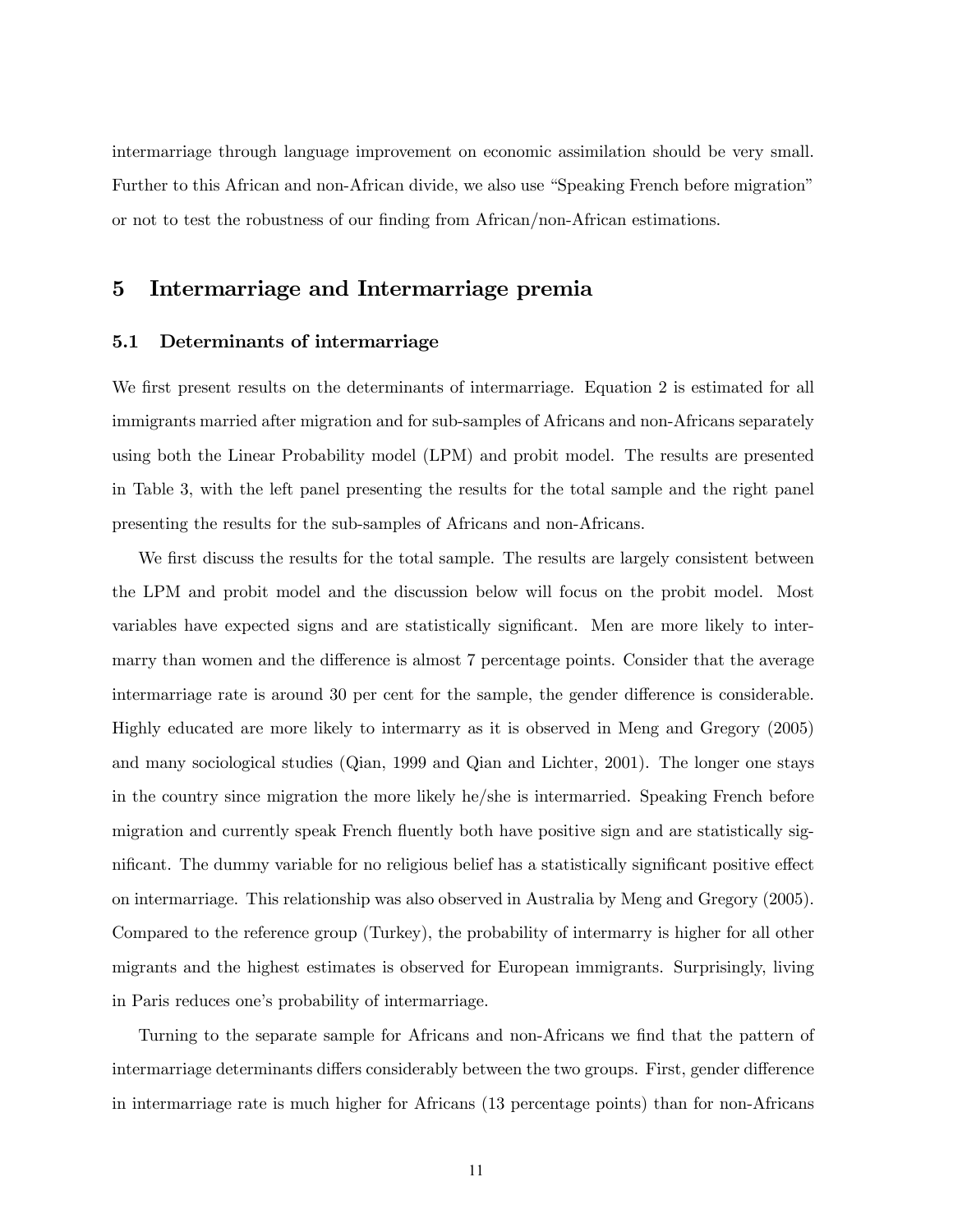intermarriage through language improvement on economic assimilation should be very small. Further to this African and non-African divide, we also use "Speaking French before migration" or not to test the robustness of our finding from African/non-African estimations.

## 5 Intermarriage and Intermarriage premia

### 5.1 Determinants of intermarriage

We first present results on the determinants of intermarriage. Equation 2 is estimated for all immigrants married after migration and for sub-samples of Africans and non-Africans separately using both the Linear Probability model (LPM) and probit model. The results are presented in Table 3, with the left panel presenting the results for the total sample and the right panel presenting the results for the sub-samples of Africans and non-Africans.

We first discuss the results for the total sample. The results are largely consistent between the LPM and probit model and the discussion below will focus on the probit model. Most variables have expected signs and are statistically significant. Men are more likely to intermarry than women and the difference is almost 7 percentage points. Consider that the average intermarriage rate is around 30 per cent for the sample, the gender difference is considerable. Highly educated are more likely to intermarry as it is observed in Meng and Gregory (2005) and many sociological studies (Qian, 1999 and Qian and Lichter, 2001). The longer one stays in the country since migration the more likely he/she is intermarried. Speaking French before migration and currently speak French fluently both have positive sign and are statistically significant. The dummy variable for no religious belief has a statistically significant positive effect on intermarriage. This relationship was also observed in Australia by Meng and Gregory (2005). Compared to the reference group (Turkey), the probability of intermarry is higher for all other migrants and the highest estimates is observed for European immigrants. Surprisingly, living in Paris reduces one's probability of intermarriage.

Turning to the separate sample for Africans and non-Africans we find that the pattern of intermarriage determinants differs considerably between the two groups. First, gender difference in intermarriage rate is much higher for Africans (13 percentage points) than for non-Africans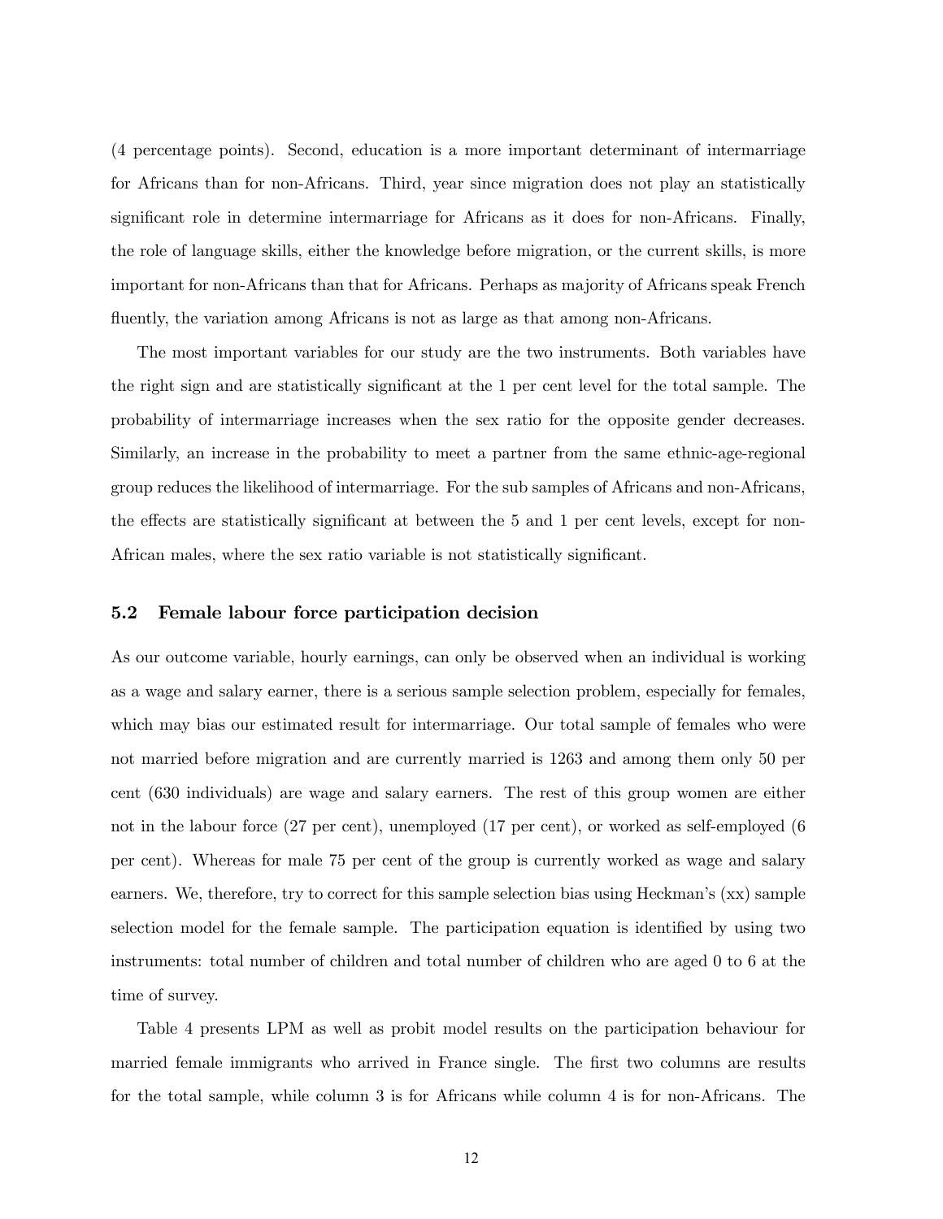(4 percentage points). Second, education is a more important determinant of intermarriage for Africans than for non-Africans. Third, year since migration does not play an statistically significant role in determine intermarriage for Africans as it does for non-Africans. Finally, the role of language skills, either the knowledge before migration, or the current skills, is more important for non-Africans than that for Africans. Perhaps as majority of Africans speak French fluently, the variation among Africans is not as large as that among non-Africans.

The most important variables for our study are the two instruments. Both variables have the right sign and are statistically significant at the 1 per cent level for the total sample. The probability of intermarriage increases when the sex ratio for the opposite gender decreases. Similarly, an increase in the probability to meet a partner from the same ethnic-age-regional group reduces the likelihood of intermarriage. For the sub samples of Africans and non-Africans, the effects are statistically significant at between the 5 and 1 per cent levels, except for non-African males, where the sex ratio variable is not statistically significant.

### 5.2 Female labour force participation decision

As our outcome variable, hourly earnings, can only be observed when an individual is working as a wage and salary earner, there is a serious sample selection problem, especially for females, which may bias our estimated result for intermarriage. Our total sample of females who were not married before migration and are currently married is 1263 and among them only 50 per cent (630 individuals) are wage and salary earners. The rest of this group women are either not in the labour force (27 per cent), unemployed (17 per cent), or worked as self-employed (6 per cent). Whereas for male 75 per cent of the group is currently worked as wage and salary earners. We, therefore, try to correct for this sample selection bias using Heckman's (xx) sample selection model for the female sample. The participation equation is identified by using two instruments: total number of children and total number of children who are aged 0 to 6 at the time of survey.

Table 4 presents LPM as well as probit model results on the participation behaviour for married female immigrants who arrived in France single. The first two columns are results for the total sample, while column 3 is for Africans while column 4 is for non-Africans. The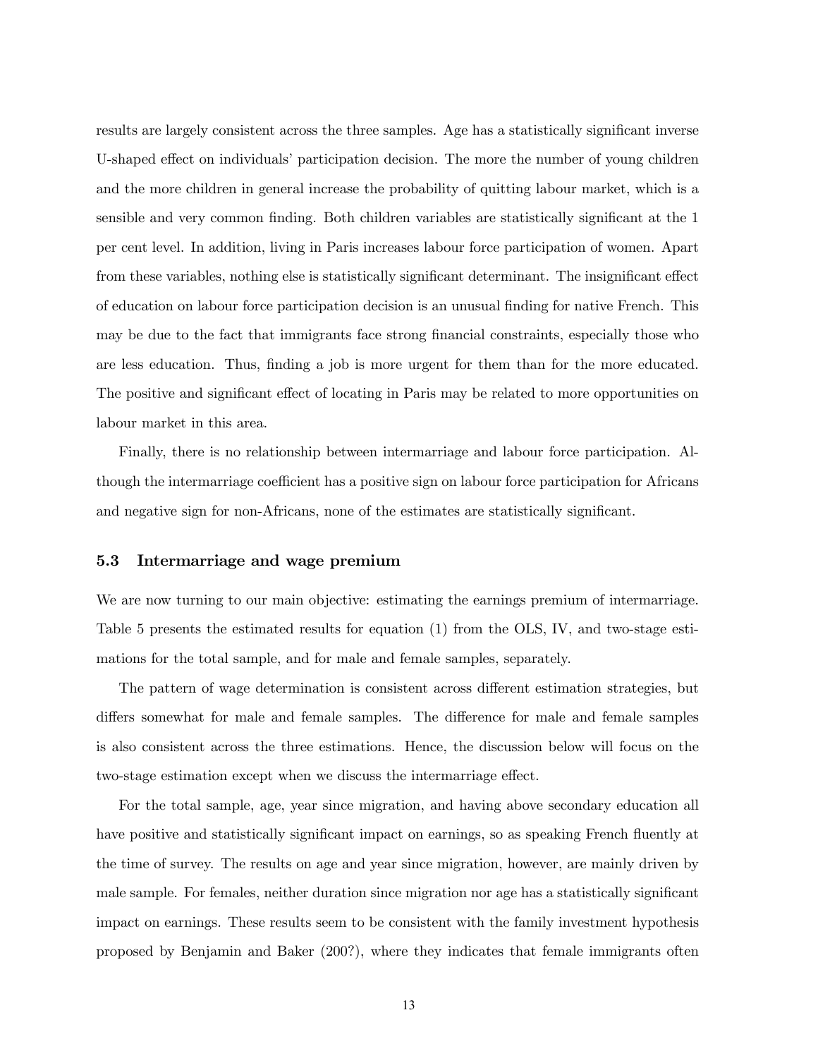results are largely consistent across the three samples. Age has a statistically significant inverse U-shaped effect on individuals' participation decision. The more the number of young children and the more children in general increase the probability of quitting labour market, which is a sensible and very common finding. Both children variables are statistically significant at the 1 per cent level. In addition, living in Paris increases labour force participation of women. Apart from these variables, nothing else is statistically significant determinant. The insignificant effect of education on labour force participation decision is an unusual finding for native French. This may be due to the fact that immigrants face strong financial constraints, especially those who are less education. Thus, finding a job is more urgent for them than for the more educated. The positive and significant effect of locating in Paris may be related to more opportunities on labour market in this area.

Finally, there is no relationship between intermarriage and labour force participation. Although the intermarriage coefficient has a positive sign on labour force participation for Africans and negative sign for non-Africans, none of the estimates are statistically significant.

### 5.3 Intermarriage and wage premium

We are now turning to our main objective: estimating the earnings premium of intermarriage. Table 5 presents the estimated results for equation (1) from the OLS, IV, and two-stage estimations for the total sample, and for male and female samples, separately.

The pattern of wage determination is consistent across different estimation strategies, but differs somewhat for male and female samples. The difference for male and female samples is also consistent across the three estimations. Hence, the discussion below will focus on the two-stage estimation except when we discuss the intermarriage effect.

For the total sample, age, year since migration, and having above secondary education all have positive and statistically significant impact on earnings, so as speaking French fluently at the time of survey. The results on age and year since migration, however, are mainly driven by male sample. For females, neither duration since migration nor age has a statistically significant impact on earnings. These results seem to be consistent with the family investment hypothesis proposed by Benjamin and Baker (200?), where they indicates that female immigrants often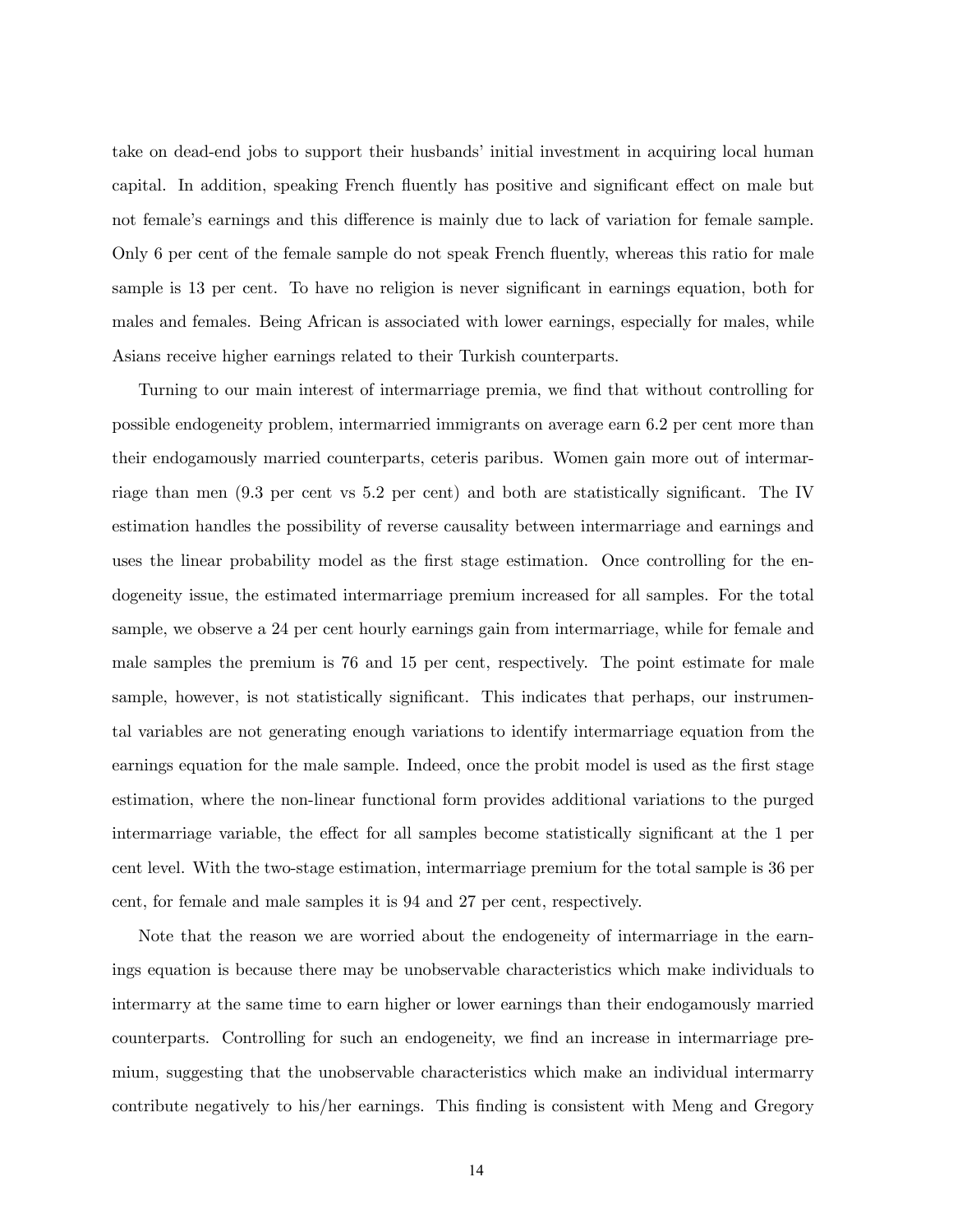take on dead-end jobs to support their husbands' initial investment in acquiring local human capital. In addition, speaking French fluently has positive and significant effect on male but not female's earnings and this difference is mainly due to lack of variation for female sample. Only 6 per cent of the female sample do not speak French fluently, whereas this ratio for male sample is 13 per cent. To have no religion is never significant in earnings equation, both for males and females. Being African is associated with lower earnings, especially for males, while Asians receive higher earnings related to their Turkish counterparts.

Turning to our main interest of intermarriage premia, we find that without controlling for possible endogeneity problem, intermarried immigrants on average earn 6.2 per cent more than their endogamously married counterparts, ceteris paribus. Women gain more out of intermarriage than men (9.3 per cent vs 5.2 per cent) and both are statistically significant. The IV estimation handles the possibility of reverse causality between intermarriage and earnings and uses the linear probability model as the first stage estimation. Once controlling for the endogeneity issue, the estimated intermarriage premium increased for all samples. For the total sample, we observe a 24 per cent hourly earnings gain from intermarriage, while for female and male samples the premium is 76 and 15 per cent, respectively. The point estimate for male sample, however, is not statistically significant. This indicates that perhaps, our instrumental variables are not generating enough variations to identify intermarriage equation from the earnings equation for the male sample. Indeed, once the probit model is used as the first stage estimation, where the non-linear functional form provides additional variations to the purged intermarriage variable, the effect for all samples become statistically significant at the 1 per cent level. With the two-stage estimation, intermarriage premium for the total sample is 36 per cent, for female and male samples it is 94 and 27 per cent, respectively.

Note that the reason we are worried about the endogeneity of intermarriage in the earnings equation is because there may be unobservable characteristics which make individuals to intermarry at the same time to earn higher or lower earnings than their endogamously married counterparts. Controlling for such an endogeneity, we find an increase in intermarriage premium, suggesting that the unobservable characteristics which make an individual intermarry contribute negatively to his/her earnings. This finding is consistent with Meng and Gregory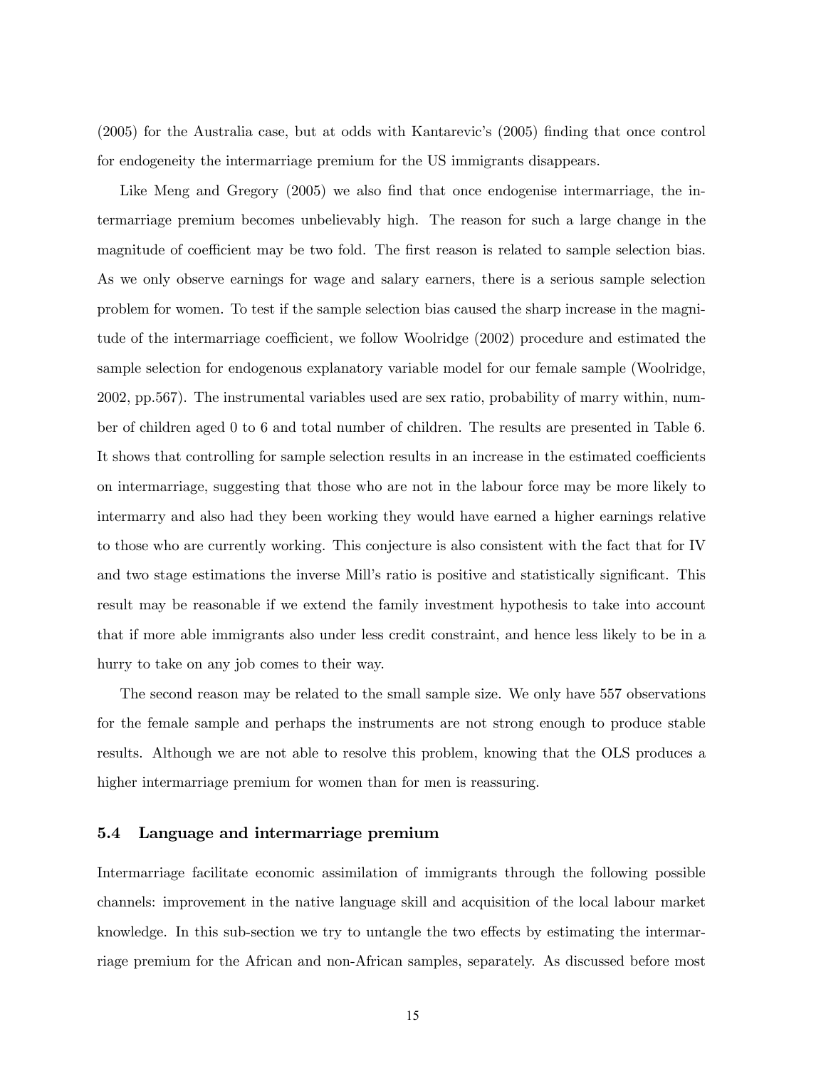(2005) for the Australia case, but at odds with Kantarevic's (2005) finding that once control for endogeneity the intermarriage premium for the US immigrants disappears.

Like Meng and Gregory (2005) we also find that once endogenise intermarriage, the intermarriage premium becomes unbelievably high. The reason for such a large change in the magnitude of coefficient may be two fold. The first reason is related to sample selection bias. As we only observe earnings for wage and salary earners, there is a serious sample selection problem for women. To test if the sample selection bias caused the sharp increase in the magnitude of the intermarriage coefficient, we follow Woolridge (2002) procedure and estimated the sample selection for endogenous explanatory variable model for our female sample (Woolridge, 2002, pp.567). The instrumental variables used are sex ratio, probability of marry within, number of children aged 0 to 6 and total number of children. The results are presented in Table 6. It shows that controlling for sample selection results in an increase in the estimated coefficients on intermarriage, suggesting that those who are not in the labour force may be more likely to intermarry and also had they been working they would have earned a higher earnings relative to those who are currently working. This conjecture is also consistent with the fact that for IV and two stage estimations the inverse Mill's ratio is positive and statistically significant. This result may be reasonable if we extend the family investment hypothesis to take into account that if more able immigrants also under less credit constraint, and hence less likely to be in a hurry to take on any job comes to their way.

The second reason may be related to the small sample size. We only have 557 observations for the female sample and perhaps the instruments are not strong enough to produce stable results. Although we are not able to resolve this problem, knowing that the OLS produces a higher intermarriage premium for women than for men is reassuring.

### 5.4 Language and intermarriage premium

Intermarriage facilitate economic assimilation of immigrants through the following possible channels: improvement in the native language skill and acquisition of the local labour market knowledge. In this sub-section we try to untangle the two effects by estimating the intermarriage premium for the African and non-African samples, separately. As discussed before most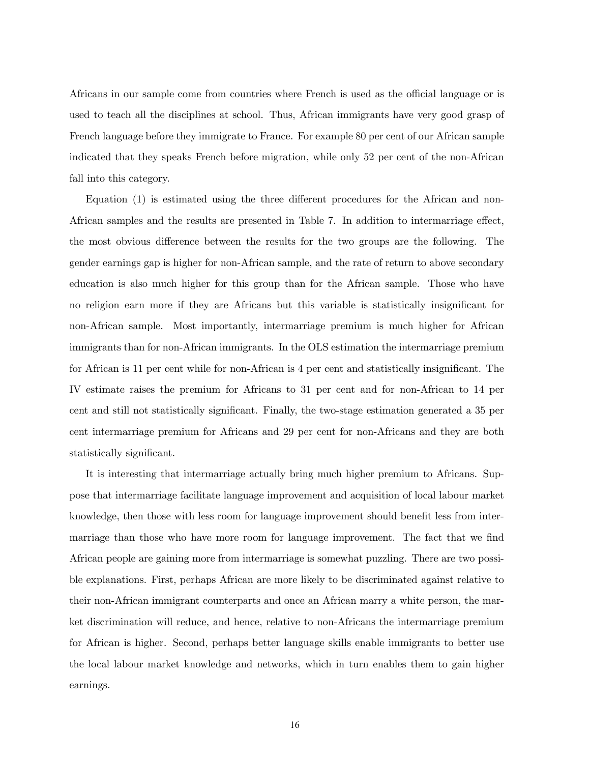Africans in our sample come from countries where French is used as the official language or is used to teach all the disciplines at school. Thus, African immigrants have very good grasp of French language before they immigrate to France. For example 80 per cent of our African sample indicated that they speaks French before migration, while only 52 per cent of the non-African fall into this category.

Equation (1) is estimated using the three different procedures for the African and non-African samples and the results are presented in Table 7. In addition to intermarriage effect, the most obvious difference between the results for the two groups are the following. The gender earnings gap is higher for non-African sample, and the rate of return to above secondary education is also much higher for this group than for the African sample. Those who have no religion earn more if they are Africans but this variable is statistically insignificant for non-African sample. Most importantly, intermarriage premium is much higher for African immigrants than for non-African immigrants. In the OLS estimation the intermarriage premium for African is 11 per cent while for non-African is 4 per cent and statistically insignificant. The IV estimate raises the premium for Africans to 31 per cent and for non-African to 14 per cent and still not statistically significant. Finally, the two-stage estimation generated a 35 per cent intermarriage premium for Africans and 29 per cent for non-Africans and they are both statistically significant.

It is interesting that intermarriage actually bring much higher premium to Africans. Suppose that intermarriage facilitate language improvement and acquisition of local labour market knowledge, then those with less room for language improvement should benefit less from intermarriage than those who have more room for language improvement. The fact that we find African people are gaining more from intermarriage is somewhat puzzling. There are two possible explanations. First, perhaps African are more likely to be discriminated against relative to their non-African immigrant counterparts and once an African marry a white person, the market discrimination will reduce, and hence, relative to non-Africans the intermarriage premium for African is higher. Second, perhaps better language skills enable immigrants to better use the local labour market knowledge and networks, which in turn enables them to gain higher earnings.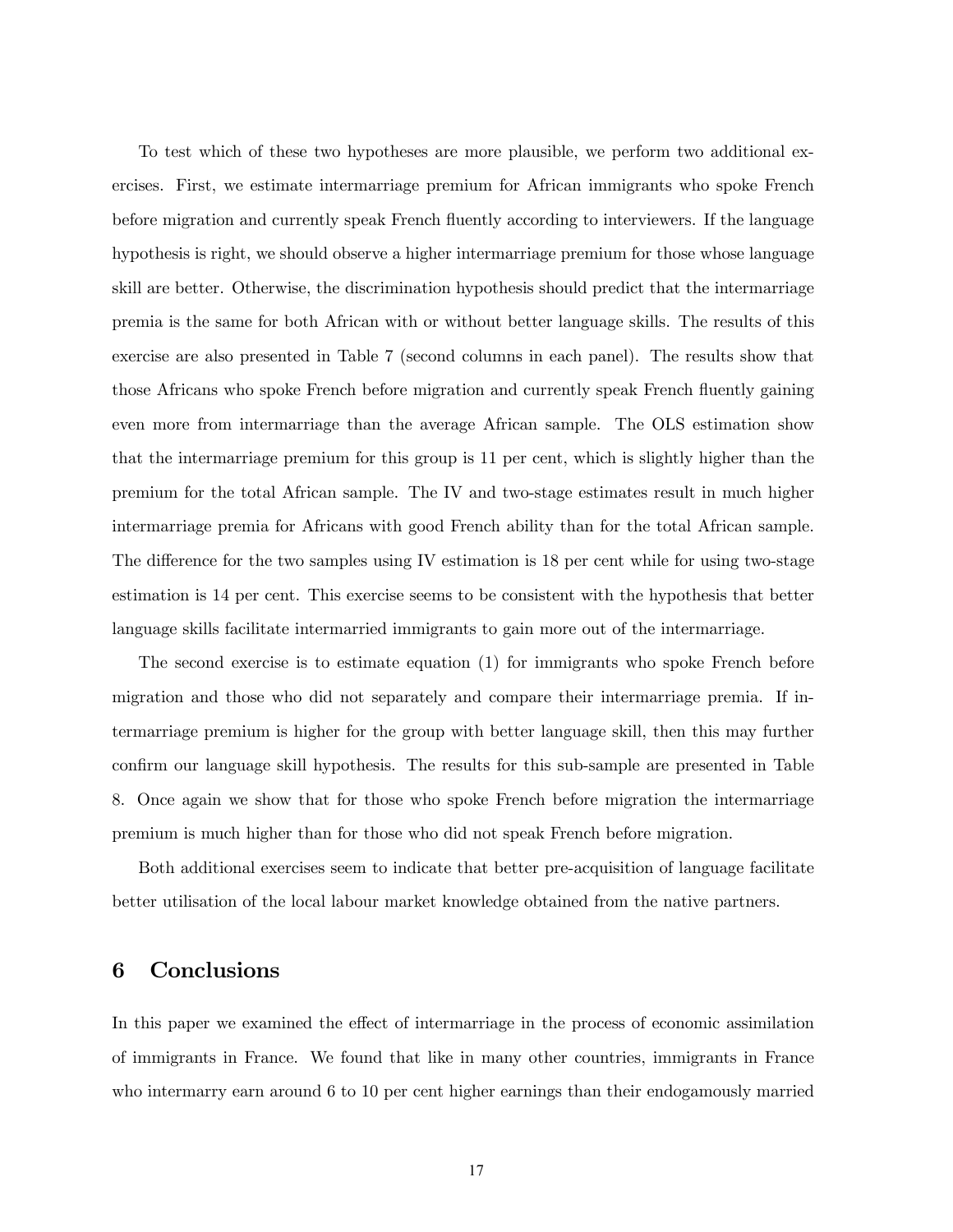To test which of these two hypotheses are more plausible, we perform two additional exercises. First, we estimate intermarriage premium for African immigrants who spoke French before migration and currently speak French fluently according to interviewers. If the language hypothesis is right, we should observe a higher intermarriage premium for those whose language skill are better. Otherwise, the discrimination hypothesis should predict that the intermarriage premia is the same for both African with or without better language skills. The results of this exercise are also presented in Table 7 (second columns in each panel). The results show that those Africans who spoke French before migration and currently speak French fluently gaining even more from intermarriage than the average African sample. The OLS estimation show that the intermarriage premium for this group is 11 per cent, which is slightly higher than the premium for the total African sample. The IV and two-stage estimates result in much higher intermarriage premia for Africans with good French ability than for the total African sample. The difference for the two samples using IV estimation is 18 per cent while for using two-stage estimation is 14 per cent. This exercise seems to be consistent with the hypothesis that better language skills facilitate intermarried immigrants to gain more out of the intermarriage.

The second exercise is to estimate equation (1) for immigrants who spoke French before migration and those who did not separately and compare their intermarriage premia. If intermarriage premium is higher for the group with better language skill, then this may further confirm our language skill hypothesis. The results for this sub-sample are presented in Table 8. Once again we show that for those who spoke French before migration the intermarriage premium is much higher than for those who did not speak French before migration.

Both additional exercises seem to indicate that better pre-acquisition of language facilitate better utilisation of the local labour market knowledge obtained from the native partners.

## 6 Conclusions

In this paper we examined the effect of intermarriage in the process of economic assimilation of immigrants in France. We found that like in many other countries, immigrants in France who intermarry earn around 6 to 10 per cent higher earnings than their endogamously married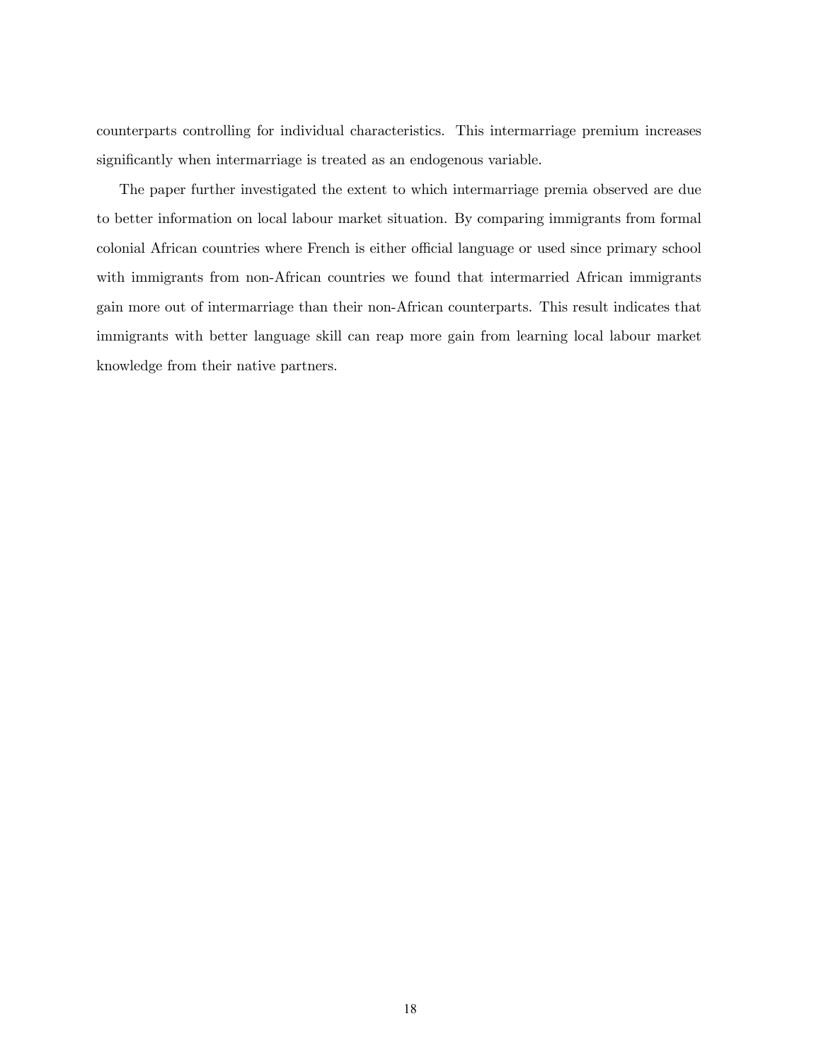counterparts controlling for individual characteristics. This intermarriage premium increases significantly when intermarriage is treated as an endogenous variable.

The paper further investigated the extent to which intermarriage premia observed are due to better information on local labour market situation. By comparing immigrants from formal colonial African countries where French is either official language or used since primary school with immigrants from non-African countries we found that intermarried African immigrants gain more out of intermarriage than their non-African counterparts. This result indicates that immigrants with better language skill can reap more gain from learning local labour market knowledge from their native partners.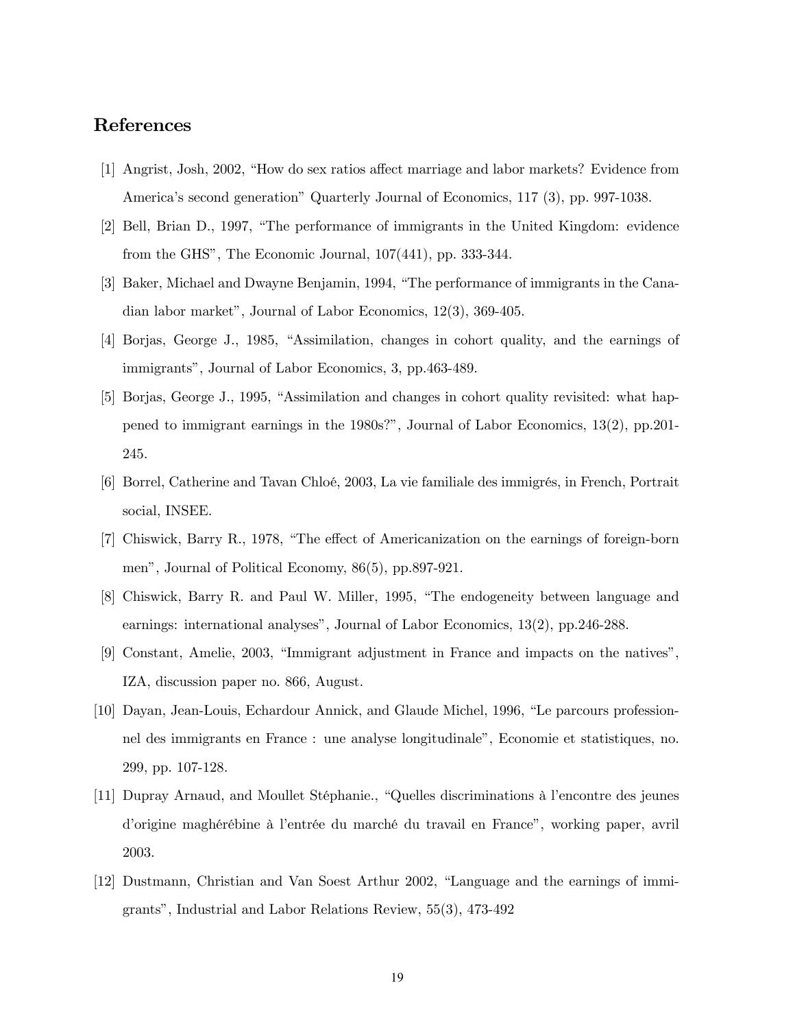## References

[1] Angrist, Josh, 2002, "How do sex ratios affect marriage and labor markets? Evidence from America's second generation" Quarterly Journal of Economics, 117 (3), pp. 997-1038.

[2] Bell, Brian D., 1997, "The performance of immigrants in the United Kingdom: evidence from the GHS", The Economic Journal, 107(441), pp. 333-344.

[3] Baker, Michael and Dwayne Benjamin, 1994, "The performance of immigrants in the Canadian labor market", Journal of Labor Economics, 12(3), 369-405.

[4] Borjas, George J., 1985, "Assimilation, changes in cohort quality, and the earnings of immigrants", Journal of Labor Economics, 3, pp.463-489.

[5] Borjas, George J., 1995, "Assimilation and changes in cohort quality revisited: what happened to immigrant earnings in the 1980s?", Journal of Labor Economics, 13(2), pp.201-245.

[6] Borrel, Catherine and Tavan Chloé, 2003, La vie familiale des immigrés, in French, Portrait social, INSEE.

[7] Chiswick, Barry R., 1978, "The effect of Americanization on the earnings of foreign-born men", Journal of Political Economy, 86(5), pp.897-921.

[8] Chiswick, Barry R. and Paul W. Miller, 1995, "The endogeneity between language and earnings: international analyses", Journal of Labor Economics, 13(2), pp.246-288.

[9] Constant, Amelie, 2003, "Immigrant adjustment in France and impacts on the natives", IZA, discussion paper no. 866, August.

[10] Dayan, Jean-Louis, Echardour Annick, and Glaude Michel, 1996, "Le parcours professionnel des immigrants en France : une analyse longitudinale", Economie et statistiques, no. 299, pp. 107-128.

[11] Dupray Arnaud, and Moullet Stéphanie., "Quelles discriminations à l'encontre des jeunes d'origine maghérébine à l'entrée du marché du travail en France", working paper, avril 2003.

[12] Dustmann, Christian and Van Soest Arthur 2002, "Language and the earnings of immigrants", Industrial and Labor Relations Review, 55(3), 473-492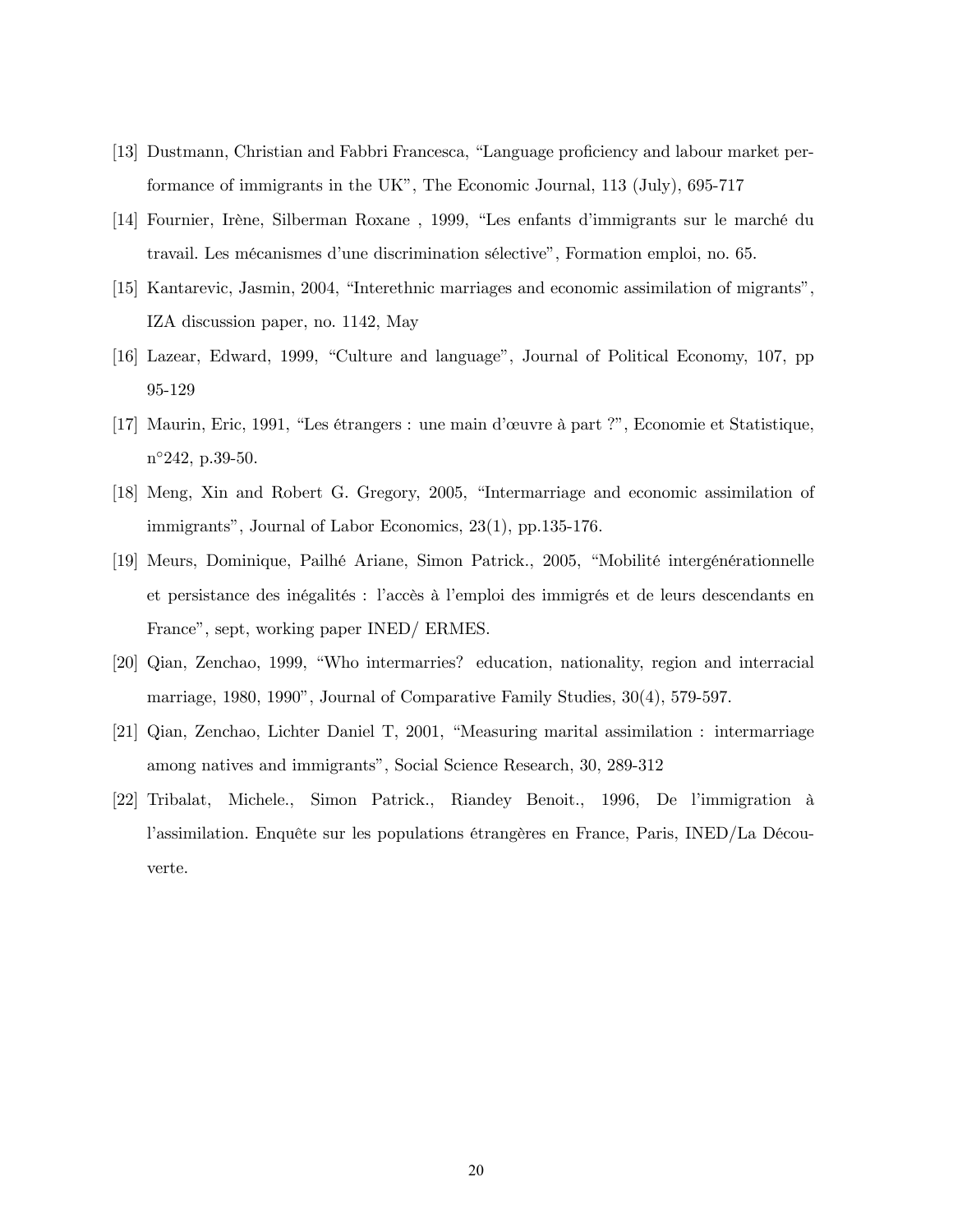[13] Dustmann, Christian and Fabbri Francesca, "Language proficiency and labour market performance of immigrants in the UK", The Economic Journal, 113 (July), 695-717

[14] Fournier, Irène, Silberman Roxane , 1999, "Les enfants d'immigrants sur le marché du travail. Les mécanismes d'une discrimination sélective", Formation emploi, no. 65.

[15] Kantarevic, Jasmin, 2004, "Interethnic marriages and economic assimilation of migrants", IZA discussion paper, no. 1142, May

[16] Lazear, Edward, 1999, "Culture and language", Journal of Political Economy, 107, pp 95-129

[17] Maurin, Eric, 1991, "Les étrangers : une main d'œuvre à part ?", Economie et Statistique, n°242, p.39-50.

[18] Meng, Xin and Robert G. Gregory, 2005, "Intermarriage and economic assimilation of immigrants", Journal of Labor Economics, 23(1), pp.135-176.

[19] Meurs, Dominique, Pailhé Ariane, Simon Patrick., 2005, "Mobilité intergénérationnelle et persistance des inégalités : l'accès à l'emploi des immigrés et de leurs descendants en France", sept, working paper INED/ ERMES.

[20] Qian, Zenchao, 1999, "Who intermarries? education, nationality, region and interracial marriage, 1980, 1990", Journal of Comparative Family Studies, 30(4), 579-597.

[21] Qian, Zenchao, Lichter Daniel T, 2001, "Measuring marital assimilation : intermarriage among natives and immigrants", Social Science Research, 30, 289-312

[22] Tribalat, Michele., Simon Patrick., Riandey Benoit., 1996, De l'immigration à l'assimilation. Enquête sur les populations étrangères en France, Paris, INED/La Découverte.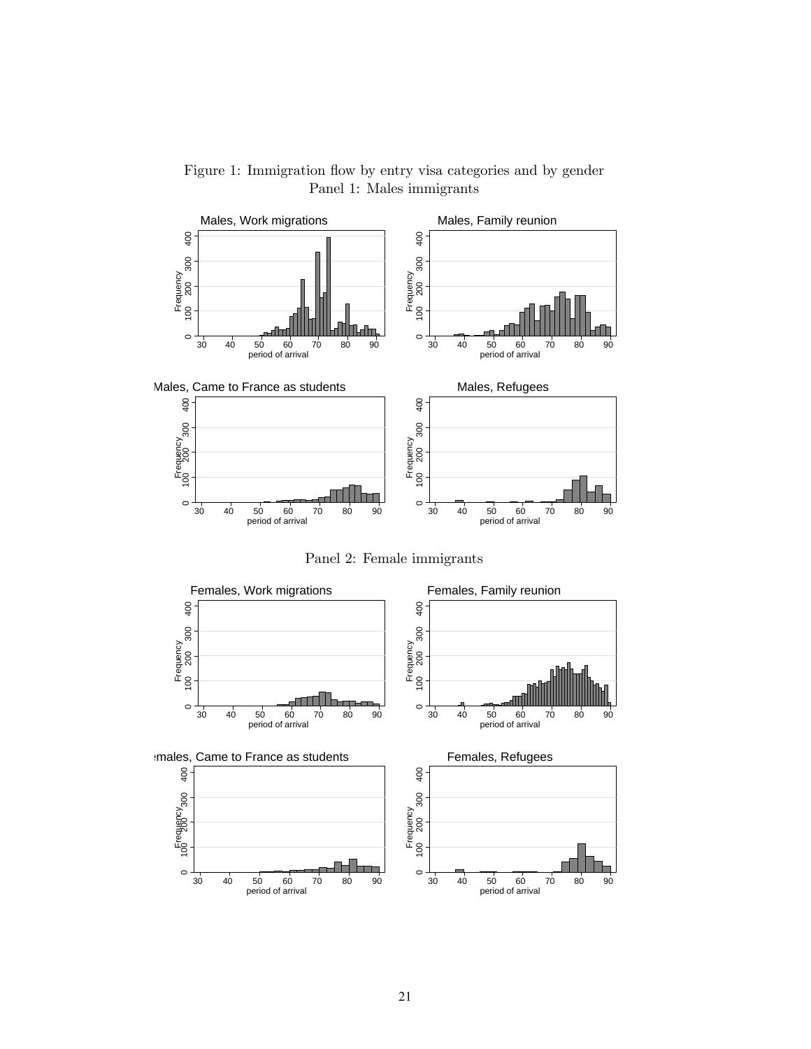Figure 1: Immigration flow by entry visa categories and by gender
Panel 1: Males immigrants

Panel 2: Female immigrants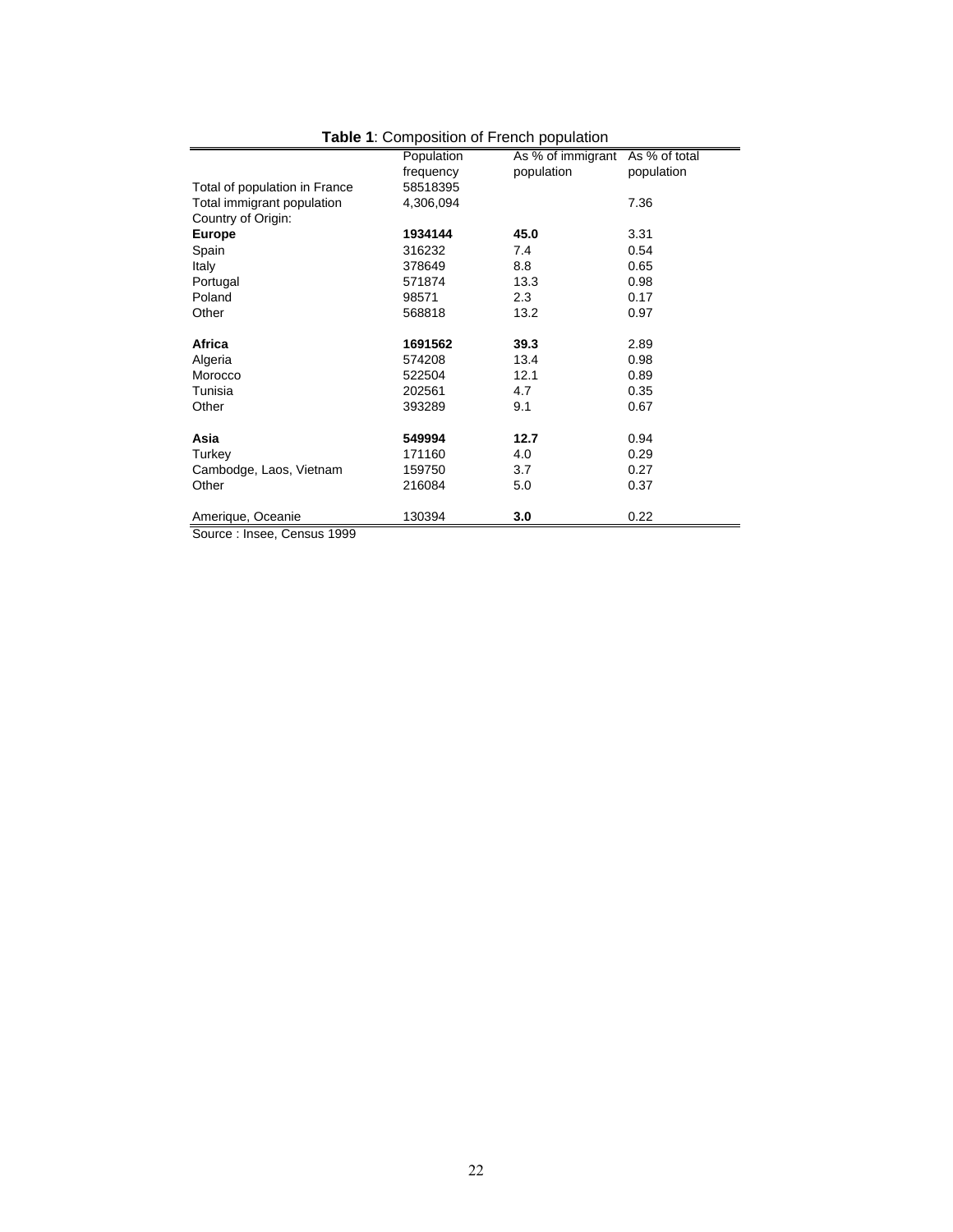**Table 1**: Composition of French population

| | Population frequency | As % of immigrant population | As % of total population |
|---|---|---|---|
| Total of population in France | 58518395 | | |
| Total immigrant population | 4,306,094 | | 7.36 |
| Country of Origin: | | | |
| **Europe** | **1934144** | **45.0** | 3.31 |
| Spain | 316232 | 7.4 | 0.54 |
| Italy | 378649 | 8.8 | 0.65 |
| Portugal | 571874 | 13.3 | 0.98 |
| Poland | 98571 | 2.3 | 0.17 |
| Other | 568818 | 13.2 | 0.97 |
| | | | |
| **Africa** | **1691562** | **39.3** | 2.89 |
| Algeria | 574208 | 13.4 | 0.98 |
| Morocco | 522504 | 12.1 | 0.89 |
| Tunisia | 202561 | 4.7 | 0.35 |
| Other | 393289 | 9.1 | 0.67 |
| | | | |
| **Asia** | **549994** | **12.7** | 0.94 |
| Turkey | 171160 | 4.0 | 0.29 |
| Cambodge, Laos, Vietnam | 159750 | 3.7 | 0.27 |
| Other | 216084 | 5.0 | 0.37 |
| | | | |
| Amerique, Oceanie | 130394 | **3.0** | 0.22 |

Source : Insee, Census 1999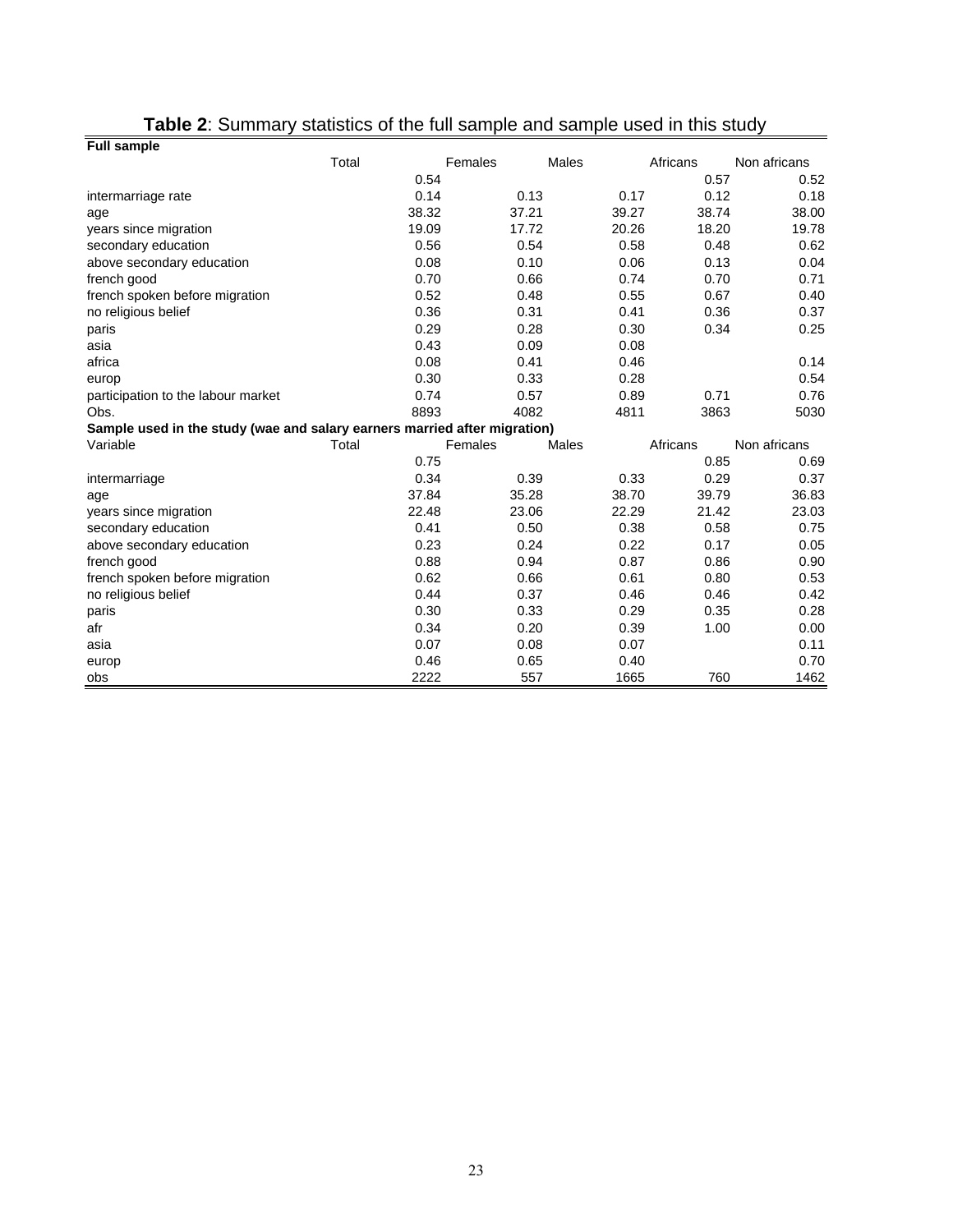# **Table 2**: Summary statistics of the full sample and sample used in this study

| **Full sample** | | | | | |
|---|---|---|---|---|---|
| | Total | Females | Males | Africans | Non africans |
| | 0.54 | | | 0.57 | 0.52 |
| intermarriage rate | 0.14 | 0.13 | 0.17 | 0.12 | 0.18 |
| age | 38.32 | 37.21 | 39.27 | 38.74 | 38.00 |
| years since migration | 19.09 | 17.72 | 20.26 | 18.20 | 19.78 |
| secondary education | 0.56 | 0.54 | 0.58 | 0.48 | 0.62 |
| above secondary education | 0.08 | 0.10 | 0.06 | 0.13 | 0.04 |
| french good | 0.70 | 0.66 | 0.74 | 0.70 | 0.71 |
| french spoken before migration | 0.52 | 0.48 | 0.55 | 0.67 | 0.40 |
| no religious belief | 0.36 | 0.31 | 0.41 | 0.36 | 0.37 |
| paris | 0.29 | 0.28 | 0.30 | 0.34 | 0.25 |
| asia | 0.43 | 0.09 | 0.08 | | |
| africa | 0.08 | 0.41 | 0.46 | | 0.14 |
| europ | 0.30 | 0.33 | 0.28 | | 0.54 |
| participation to the labour market | 0.74 | 0.57 | 0.89 | 0.71 | 0.76 |
| Obs. | 8893 | 4082 | 4811 | 3863 | 5030 |
| **Sample used in the study (wae and salary earners married after migration)** | | | | | |
| Variable | Total | Females | Males | Africans | Non africans |
| | 0.75 | | | 0.85 | 0.69 |
| intermarriage | 0.34 | 0.39 | 0.33 | 0.29 | 0.37 |
| age | 37.84 | 35.28 | 38.70 | 39.79 | 36.83 |
| years since migration | 22.48 | 23.06 | 22.29 | 21.42 | 23.03 |
| secondary education | 0.41 | 0.50 | 0.38 | 0.58 | 0.75 |
| above secondary education | 0.23 | 0.24 | 0.22 | 0.17 | 0.05 |
| french good | 0.88 | 0.94 | 0.87 | 0.86 | 0.90 |
| french spoken before migration | 0.62 | 0.66 | 0.61 | 0.80 | 0.53 |
| no religious belief | 0.44 | 0.37 | 0.46 | 0.46 | 0.42 |
| paris | 0.30 | 0.33 | 0.29 | 0.35 | 0.28 |
| afr | 0.34 | 0.20 | 0.39 | 1.00 | 0.00 |
| asia | 0.07 | 0.08 | 0.07 | | 0.11 |
| europ | 0.46 | 0.65 | 0.40 | | 0.70 |
| obs | 2222 | 557 | 1665 | 760 | 1462 |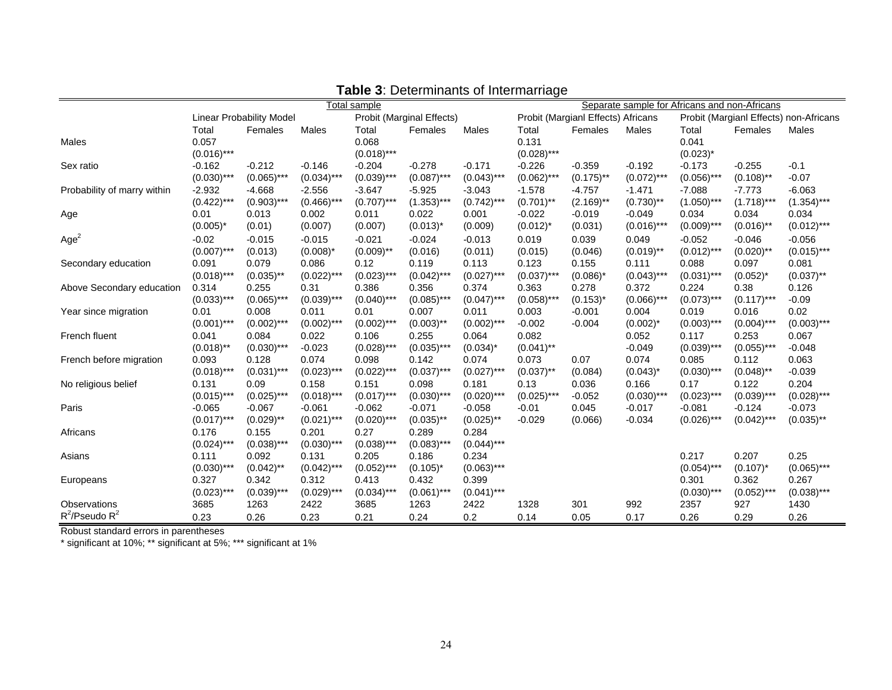**Table 3**: Determinants of Intermarriage

| | Total sample | | | | | | Separate sample for Africans and non-Africans | | | | | |
|---|---|---|---|---|---|---|---|---|---|---|---|---|
| | Linear Probability Model | | | Probit (Marginal Effects) | | | Probit (Margianl Effects) Africans | | | Probit (Margianl Effects) non-Africans | | |
| | Total | Females | Males | Total | Females | Males | Total | Females | Males | Total | Females | Males |
| Males | 0.057 | | | 0.068 | | | 0.131 | | | 0.041 | | |
| | (0.016)*** | | | (0.018)*** | | | (0.028)*** | | | (0.023)* | | |
| Sex ratio | -0.162 | -0.212 | -0.146 | -0.204 | -0.278 | -0.171 | -0.226 | -0.359 | -0.192 | -0.173 | -0.255 | -0.1 |
| | (0.030)*** | (0.065)*** | (0.034)*** | (0.039)*** | (0.087)*** | (0.043)*** | (0.062)*** | (0.175)** | (0.072)*** | (0.056)*** | (0.108)** | -0.07 |
| Probability of marry within | -2.932 | -4.668 | -2.556 | -3.647 | -5.925 | -3.043 | -1.578 | -4.757 | -1.471 | -7.088 | -7.773 | -6.063 |
| | (0.422)*** | (0.903)*** | (0.466)*** | (0.707)*** | (1.353)*** | (0.742)*** | (0.701)** | (2.169)** | (0.730)** | (1.050)*** | (1.718)*** | (1.354)*** |
| Age | 0.01 | 0.013 | 0.002 | 0.011 | 0.022 | 0.001 | -0.022 | -0.019 | -0.049 | 0.034 | 0.034 | 0.034 |
| | (0.005)* | (0.01) | (0.007) | (0.007) | (0.013)* | (0.009) | (0.012)* | (0.031) | (0.016)*** | (0.009)*** | (0.016)** | (0.012)*** |
| $Age^2$ | -0.02 | -0.015 | -0.015 | -0.021 | -0.024 | -0.013 | 0.019 | 0.039 | 0.049 | -0.052 | -0.046 | -0.056 |
| | (0.007)*** | (0.013) | (0.008)* | (0.009)** | (0.016) | (0.011) | (0.015) | (0.046) | (0.019)** | (0.012)*** | (0.020)** | (0.015)*** |
| Secondary education | 0.091 | 0.079 | 0.086 | 0.12 | 0.119 | 0.113 | 0.123 | 0.155 | 0.111 | 0.088 | 0.097 | 0.081 |
| | (0.018)*** | (0.035)** | (0.022)*** | (0.023)*** | (0.042)*** | (0.027)*** | (0.037)*** | (0.086)* | (0.043)*** | (0.031)*** | (0.052)* | (0.037)** |
| Above Secondary education | 0.314 | 0.255 | 0.31 | 0.386 | 0.356 | 0.374 | 0.363 | 0.278 | 0.372 | 0.224 | 0.38 | 0.126 |
| | (0.033)*** | (0.065)*** | (0.039)*** | (0.040)*** | (0.085)*** | (0.047)*** | (0.058)*** | (0.153)* | (0.066)*** | (0.073)*** | (0.117)*** | -0.09 |
| Year since migration | 0.01 | 0.008 | 0.011 | 0.01 | 0.007 | 0.011 | 0.003 | -0.001 | 0.004 | 0.019 | 0.016 | 0.02 |
| | (0.001)*** | (0.002)*** | (0.002)*** | (0.002)*** | (0.003)** | (0.002)*** | -0.002 | -0.004 | (0.002)* | (0.003)*** | (0.004)*** | (0.003)*** |
| French fluent | 0.041 | 0.084 | 0.022 | 0.106 | 0.255 | 0.064 | 0.082 | | 0.052 | 0.117 | 0.253 | 0.067 |
| | (0.018)** | (0.030)*** | -0.023 | (0.028)*** | (0.035)*** | (0.034)* | (0.041)** | | -0.049 | (0.039)*** | (0.055)*** | -0.048 |
| French before migration | 0.093 | 0.128 | 0.074 | 0.098 | 0.142 | 0.074 | 0.073 | 0.07 | 0.074 | 0.085 | 0.112 | 0.063 |
| | (0.018)*** | (0.031)*** | (0.023)*** | (0.022)*** | (0.037)*** | (0.027)*** | (0.037)** | (0.084) | (0.043)* | (0.030)*** | (0.048)** | -0.039 |
| No religious belief | 0.131 | 0.09 | 0.158 | 0.151 | 0.098 | 0.181 | 0.13 | 0.036 | 0.166 | 0.17 | 0.122 | 0.204 |
| | (0.015)*** | (0.025)*** | (0.018)*** | (0.017)*** | (0.030)*** | (0.020)*** | (0.025)*** | -0.052 | (0.030)*** | (0.023)*** | (0.039)*** | (0.028)*** |
| Paris | -0.065 | -0.067 | -0.061 | -0.062 | -0.071 | -0.058 | -0.01 | 0.045 | -0.017 | -0.081 | -0.124 | -0.073 |
| | (0.017)*** | (0.029)** | (0.021)*** | (0.020)*** | (0.035)** | (0.025)** | -0.029 | (0.066) | -0.034 | (0.026)*** | (0.042)*** | (0.035)** |
| Africans | 0.176 | 0.155 | 0.201 | 0.27 | 0.289 | 0.284 | | | | | | |
| | (0.024)*** | (0.038)*** | (0.030)*** | (0.038)*** | (0.083)*** | (0.044)*** | | | | | | |
| Asians | 0.111 | 0.092 | 0.131 | 0.205 | 0.186 | 0.234 | | | | 0.217 | 0.207 | 0.25 |
| | (0.030)*** | (0.042)** | (0.042)*** | (0.052)*** | (0.105)* | (0.063)*** | | | | (0.054)*** | (0.107)* | (0.065)*** |
| Europeans | 0.327 | 0.342 | 0.312 | 0.413 | 0.432 | 0.399 | | | | 0.301 | 0.362 | 0.267 |
| | (0.023)*** | (0.039)*** | (0.029)*** | (0.034)*** | (0.061)*** | (0.041)*** | | | | (0.030)*** | (0.052)*** | (0.038)*** |
| Observations | 3685 | 1263 | 2422 | 3685 | 1263 | 2422 | 1328 | 301 | 992 | 2357 | 927 | 1430 |
| $R^2$/Pseudo $R^2$ | 0.23 | 0.26 | 0.23 | 0.21 | 0.24 | 0.2 | 0.14 | 0.05 | 0.17 | 0.26 | 0.29 | 0.26 |

Robust standard errors in parentheses

* significant at 10%; ** significant at 5%; *** significant at 1%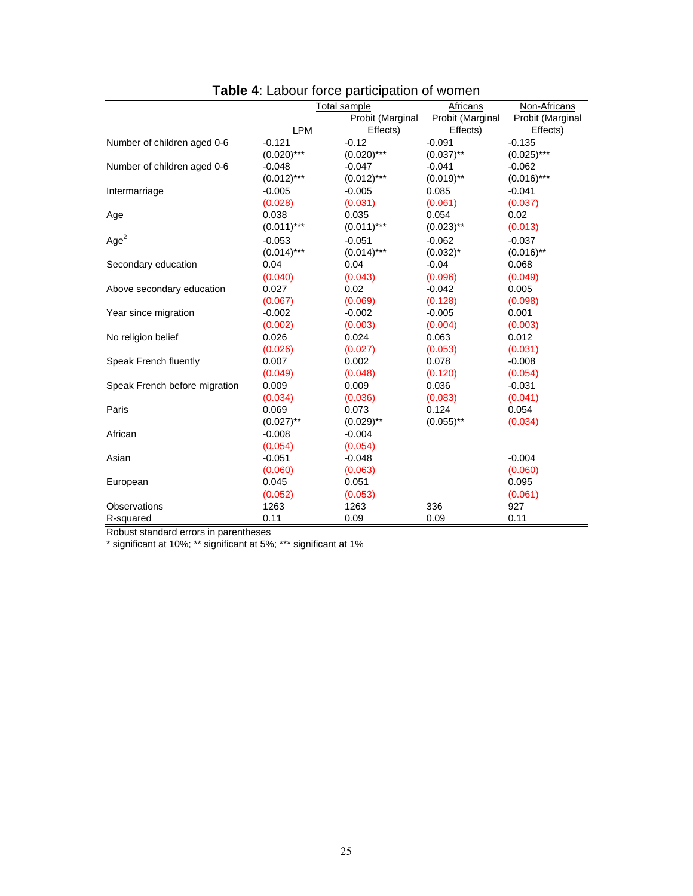**Table 4**: Labour force participation of women

| | Total sample | | Africans | Non-Africans |
|---|---|---|---|---|
| | LPM | Probit (Marginal Effects) | Probit (Marginal Effects) | Probit (Marginal Effects) |
| Number of children aged 0-6 | -0.121 | -0.12 | -0.091 | -0.135 |
| | (0.020)*** | (0.020)*** | (0.037)** | (0.025)*** |
| Number of children aged 0-6 | -0.048 | -0.047 | -0.041 | -0.062 |
| | (0.012)*** | (0.012)*** | (0.019)** | (0.016)*** |
| Intermarriage | -0.005 | -0.005 | 0.085 | -0.041 |
| | (0.028) | (0.031) | (0.061) | (0.037) |
| Age | 0.038 | 0.035 | 0.054 | 0.02 |
| | (0.011)*** | (0.011)*** | (0.023)** | (0.013) |
| $Age^2$ | -0.053 | -0.051 | -0.062 | -0.037 |
| | (0.014)*** | (0.014)*** | (0.032)* | (0.016)** |
| Secondary education | 0.04 | 0.04 | -0.04 | 0.068 |
| | (0.040) | (0.043) | (0.096) | (0.049) |
| Above secondary education | 0.027 | 0.02 | -0.042 | 0.005 |
| | (0.067) | (0.069) | (0.128) | (0.098) |
| Year since migration | -0.002 | -0.002 | -0.005 | 0.001 |
| | (0.002) | (0.003) | (0.004) | (0.003) |
| No religion belief | 0.026 | 0.024 | 0.063 | 0.012 |
| | (0.026) | (0.027) | (0.053) | (0.031) |
| Speak French fluently | 0.007 | 0.002 | 0.078 | -0.008 |
| | (0.049) | (0.048) | (0.120) | (0.054) |
| Speak French before migration | 0.009 | 0.009 | 0.036 | -0.031 |
| | (0.034) | (0.036) | (0.083) | (0.041) |
| Paris | 0.069 | 0.073 | 0.124 | 0.054 |
| | (0.027)** | (0.029)** | (0.055)** | (0.034) |
| African | -0.008 | -0.004 | | |
| | (0.054) | (0.054) | | |
| Asian | -0.051 | -0.048 | | -0.004 |
| | (0.060) | (0.063) | | (0.060) |
| European | 0.045 | 0.051 | | 0.095 |
| | (0.052) | (0.053) | | (0.061) |
| Observations | 1263 | 1263 | 336 | 927 |
| R-squared | 0.11 | 0.09 | 0.09 | 0.11 |

Robust standard errors in parentheses

* significant at 10%; ** significant at 5%; *** significant at 1%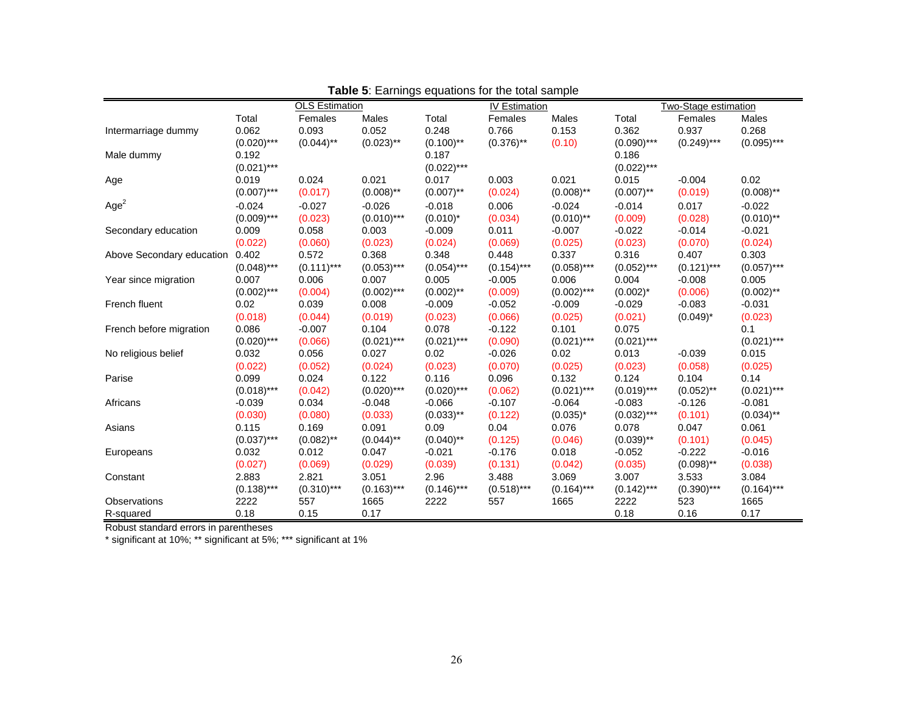**Table 5**: Earnings equations for the total sample

| | OLS Estimation | | | IV Estimation | | | Two-Stage estimation | | |
|---|---|---|---|---|---|---|---|---|---|
| | Total | Females | Males | Total | Females | Males | Total | Females | Males |
| Intermarriage dummy | 0.062 | 0.093 | 0.052 | 0.248 | 0.766 | 0.153 | 0.362 | 0.937 | 0.268 |
| | (0.020)*** | (0.044)** | (0.023)** | (0.100)** | (0.376)** | (0.10) | (0.090)*** | (0.249)*** | (0.095)*** |
| Male dummy | 0.192 | | | 0.187 | | | 0.186 | | |
| | (0.021)*** | | | (0.022)*** | | | (0.022)*** | | |
| Age | 0.019 | 0.024 | 0.021 | 0.017 | 0.003 | 0.021 | 0.015 | -0.004 | 0.02 |
| | (0.007)*** | (0.017) | (0.008)** | (0.007)** | (0.024) | (0.008)** | (0.007)** | (0.019) | (0.008)** |
| $Age^2$ | -0.024 | -0.027 | -0.026 | -0.018 | 0.006 | -0.024 | -0.014 | 0.017 | -0.022 |
| | (0.009)*** | (0.023) | (0.010)*** | (0.010)* | (0.034) | (0.010)** | (0.009) | (0.028) | (0.010)** |
| Secondary education | 0.009 | 0.058 | 0.003 | -0.009 | 0.011 | -0.007 | -0.022 | -0.014 | -0.021 |
| | (0.022) | (0.060) | (0.023) | (0.024) | (0.069) | (0.025) | (0.023) | (0.070) | (0.024) |
| Above Secondary education | 0.402 | 0.572 | 0.368 | 0.348 | 0.448 | 0.337 | 0.316 | 0.407 | 0.303 |
| | (0.048)*** | (0.111)*** | (0.053)*** | (0.054)*** | (0.154)*** | (0.058)*** | (0.052)*** | (0.121)*** | (0.057)*** |
| Year since migration | 0.007 | 0.006 | 0.007 | 0.005 | -0.005 | 0.006 | 0.004 | -0.008 | 0.005 |
| | (0.002)*** | (0.004) | (0.002)*** | (0.002)** | (0.009) | (0.002)*** | (0.002)* | (0.006) | (0.002)** |
| French fluent | 0.02 | 0.039 | 0.008 | -0.009 | -0.052 | -0.009 | -0.029 | -0.083 | -0.031 |
| | (0.018) | (0.044) | (0.019) | (0.023) | (0.066) | (0.025) | (0.021) | (0.049)* | (0.023) |
| French before migration | 0.086 | -0.007 | 0.104 | 0.078 | -0.122 | 0.101 | 0.075 | | 0.1 |
| | (0.020)*** | (0.066) | (0.021)*** | (0.021)*** | (0.090) | (0.021)*** | (0.021)*** | | (0.021)*** |
| No religious belief | 0.032 | 0.056 | 0.027 | 0.02 | -0.026 | 0.02 | 0.013 | -0.039 | 0.015 |
| | (0.022) | (0.052) | (0.024) | (0.023) | (0.070) | (0.025) | (0.023) | (0.058) | (0.025) |
| Parise | 0.099 | 0.024 | 0.122 | 0.116 | 0.096 | 0.132 | 0.124 | 0.104 | 0.14 |
| | (0.018)*** | (0.042) | (0.020)*** | (0.020)*** | (0.062) | (0.021)*** | (0.019)*** | (0.052)** | (0.021)*** |
| Africans | -0.039 | 0.034 | -0.048 | -0.066 | -0.107 | -0.064 | -0.083 | -0.126 | -0.081 |
| | (0.030) | (0.080) | (0.033) | (0.033)** | (0.122) | (0.035)* | (0.032)*** | (0.101) | (0.034)** |
| Asians | 0.115 | 0.169 | 0.091 | 0.09 | 0.04 | 0.076 | 0.078 | 0.047 | 0.061 |
| | (0.037)*** | (0.082)** | (0.044)** | (0.040)** | (0.125) | (0.046) | (0.039)** | (0.101) | (0.045) |
| Europeans | 0.032 | 0.012 | 0.047 | -0.021 | -0.176 | 0.018 | -0.052 | -0.222 | -0.016 |
| | (0.027) | (0.069) | (0.029) | (0.039) | (0.131) | (0.042) | (0.035) | (0.098)** | (0.038) |
| Constant | 2.883 | 2.821 | 3.051 | 2.96 | 3.488 | 3.069 | 3.007 | 3.533 | 3.084 |
| | (0.138)*** | (0.310)*** | (0.163)*** | (0.146)*** | (0.518)*** | (0.164)*** | (0.142)*** | (0.390)*** | (0.164)*** |
| Observations | 2222 | 557 | 1665 | 2222 | 557 | 1665 | 2222 | 523 | 1665 |
| R-squared | 0.18 | 0.15 | 0.17 | | | | 0.18 | 0.16 | 0.17 |

Robust standard errors in parentheses
* significant at 10%; ** significant at 5%; *** significant at 1%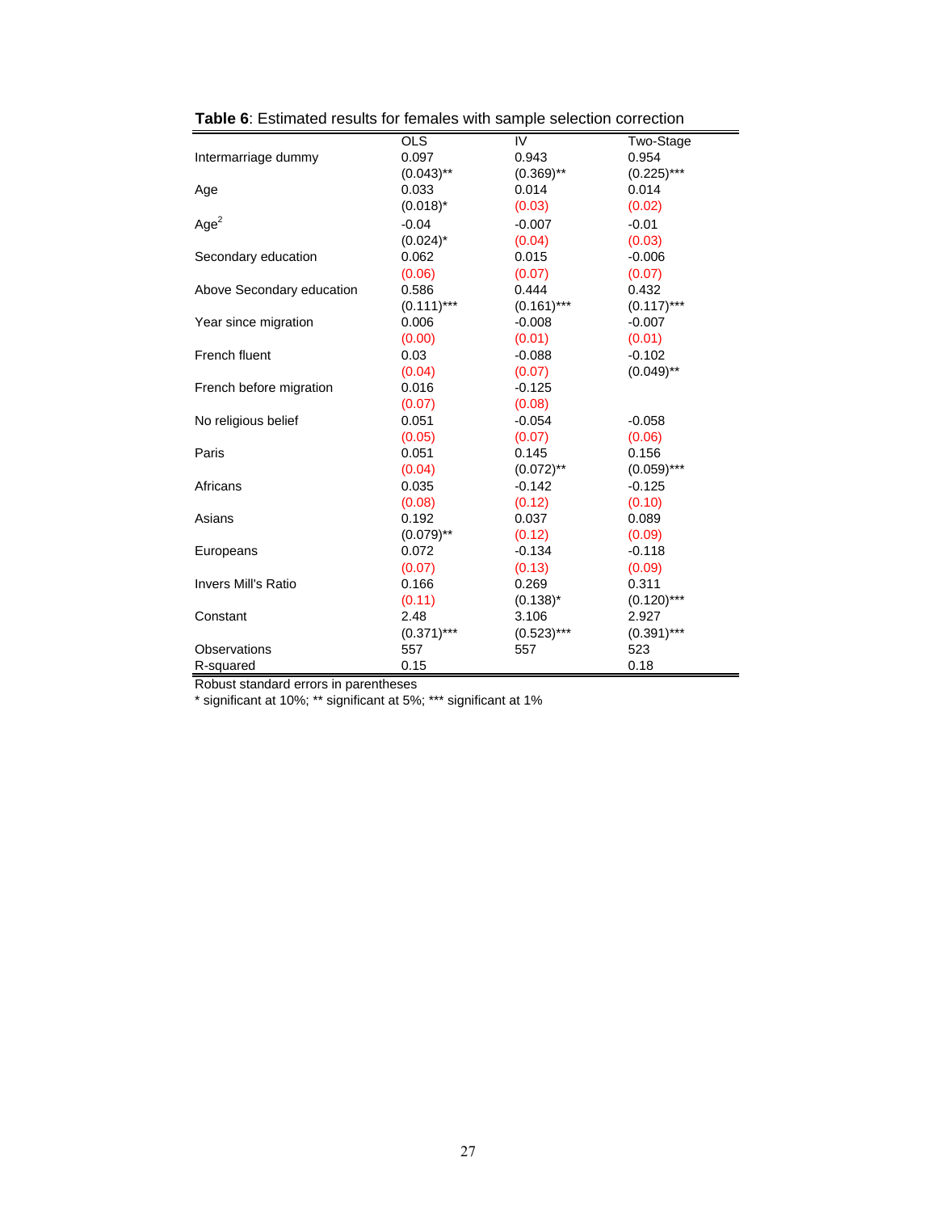**Table 6**: Estimated results for females with sample selection correction

| | OLS | IV | Two-Stage |
|---|---|---|---|
| Intermarriage dummy | 0.097 | 0.943 | 0.954 |
| | (0.043)** | (0.369)** | (0.225)*** |
| Age | 0.033 | 0.014 | 0.014 |
| | (0.018)* | (0.03) | (0.02) |
| $Age^2$ | -0.04 | -0.007 | -0.01 |
| | (0.024)* | (0.04) | (0.03) |
| Secondary education | 0.062 | 0.015 | -0.006 |
| | (0.06) | (0.07) | (0.07) |
| Above Secondary education | 0.586 | 0.444 | 0.432 |
| | (0.111)*** | (0.161)*** | (0.117)*** |
| Year since migration | 0.006 | -0.008 | -0.007 |
| | (0.00) | (0.01) | (0.01) |
| French fluent | 0.03 | -0.088 | -0.102 |
| | (0.04) | (0.07) | (0.049)** |
| French before migration | 0.016 | -0.125 | |
| | (0.07) | (0.08) | |
| No religious belief | 0.051 | -0.054 | -0.058 |
| | (0.05) | (0.07) | (0.06) |
| Paris | 0.051 | 0.145 | 0.156 |
| | (0.04) | (0.072)** | (0.059)*** |
| Africans | 0.035 | -0.142 | -0.125 |
| | (0.08) | (0.12) | (0.10) |
| Asians | 0.192 | 0.037 | 0.089 |
| | (0.079)** | (0.12) | (0.09) |
| Europeans | 0.072 | -0.134 | -0.118 |
| | (0.07) | (0.13) | (0.09) |
| Invers Mill's Ratio | 0.166 | 0.269 | 0.311 |
| | (0.11) | (0.138)* | (0.120)*** |
| Constant | 2.48 | 3.106 | 2.927 |
| | (0.371)*** | (0.523)*** | (0.391)*** |
| Observations | 557 | 557 | 523 |
| R-squared | 0.15 | | 0.18 |

Robust standard errors in parentheses
* significant at 10%; ** significant at 5%; *** significant at 1%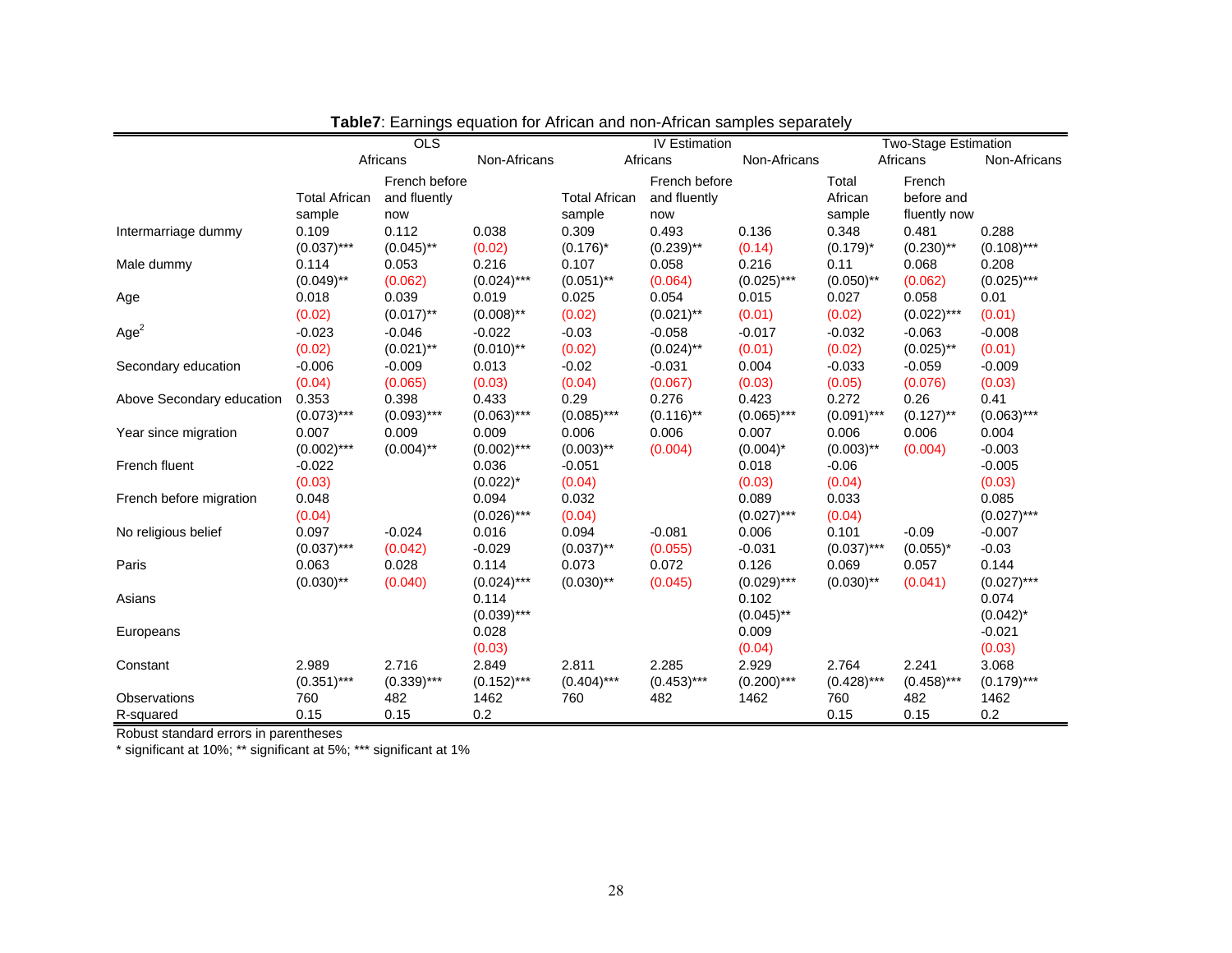**Table7**: Earnings equation for African and non-African samples separately

| | OLS | | | IV Estimation | | | Two-Stage Estimation | | |
|---|---|---|---|---|---|---|---|---|---|
| | Africans | | Non-Africans | Africans | | Non-Africans | Africans | | Non-Africans |
| | Total African sample | French before and fluently now | | Total African sample | French before and fluently now | | Total African sample | French before and fluently now | |
| Intermarriage dummy | 0.109 | 0.112 | 0.038 | 0.309 | 0.493 | 0.136 | 0.348 | 0.481 | 0.288 |
| | (0.037)*** | (0.045)** | (0.02) | (0.176)* | (0.239)** | (0.14) | (0.179)* | (0.230)** | (0.108)*** |
| Male dummy | 0.114 | 0.053 | 0.216 | 0.107 | 0.058 | 0.216 | 0.11 | 0.068 | 0.208 |
| | (0.049)** | (0.062) | (0.024)*** | (0.051)** | (0.064) | (0.025)*** | (0.050)** | (0.062) | (0.025)*** |
| Age | 0.018 | 0.039 | 0.019 | 0.025 | 0.054 | 0.015 | 0.027 | 0.058 | 0.01 |
| | (0.02) | (0.017)** | (0.008)** | (0.02) | (0.021)** | (0.01) | (0.02) | (0.022)*** | (0.01) |
| $Age^2$ | -0.023 | -0.046 | -0.022 | -0.03 | -0.058 | -0.017 | -0.032 | -0.063 | -0.008 |
| | (0.02) | (0.021)** | (0.010)** | (0.02) | (0.024)** | (0.01) | (0.02) | (0.025)** | (0.01) |
| Secondary education | -0.006 | -0.009 | 0.013 | -0.02 | -0.031 | 0.004 | -0.033 | -0.059 | -0.009 |
| | (0.04) | (0.065) | (0.03) | (0.04) | (0.067) | (0.03) | (0.05) | (0.076) | (0.03) |
| Above Secondary education | 0.353 | 0.398 | 0.433 | 0.29 | 0.276 | 0.423 | 0.272 | 0.26 | 0.41 |
| | (0.073)*** | (0.093)*** | (0.063)*** | (0.085)*** | (0.116)** | (0.065)*** | (0.091)*** | (0.127)** | (0.063)*** |
| Year since migration | 0.007 | 0.009 | 0.009 | 0.006 | 0.006 | 0.007 | 0.006 | 0.006 | 0.004 |
| | (0.002)*** | (0.004)** | (0.002)*** | (0.003)** | (0.004) | (0.004)* | (0.003)** | (0.004) | -0.003 |
| French fluent | -0.022 | | 0.036 | -0.051 | | 0.018 | -0.06 | | -0.005 |
| | (0.03) | | (0.022)* | (0.04) | | (0.03) | (0.04) | | (0.03) |
| French before migration | 0.048 | | 0.094 | 0.032 | | 0.089 | 0.033 | | 0.085 |
| | (0.04) | | (0.026)*** | (0.04) | | (0.027)*** | (0.04) | | (0.027)*** |
| No religious belief | 0.097 | -0.024 | 0.016 | 0.094 | -0.081 | 0.006 | 0.101 | -0.09 | -0.007 |
| | (0.037)*** | (0.042) | -0.029 | (0.037)** | (0.055) | -0.031 | (0.037)*** | (0.055)* | -0.03 |
| Paris | 0.063 | 0.028 | 0.114 | 0.073 | 0.072 | 0.126 | 0.069 | 0.057 | 0.144 |
| | (0.030)** | (0.040) | (0.024)*** | (0.030)** | (0.045) | (0.029)*** | (0.030)** | (0.041) | (0.027)*** |
| Asians | | | 0.114 | | | 0.102 | | | 0.074 |
| | | | (0.039)*** | | | (0.045)** | | | (0.042)* |
| Europeans | | | 0.028 | | | 0.009 | | | -0.021 |
| | | | (0.03) | | | (0.04) | | | (0.03) |
| Constant | 2.989 | 2.716 | 2.849 | 2.811 | 2.285 | 2.929 | 2.764 | 2.241 | 3.068 |
| | (0.351)*** | (0.339)*** | (0.152)*** | (0.404)*** | (0.453)*** | (0.200)*** | (0.428)*** | (0.458)*** | (0.179)*** |
| Observations | 760 | 482 | 1462 | 760 | 482 | 1462 | 760 | 482 | 1462 |
| R-squared | 0.15 | 0.15 | 0.2 | | | | 0.15 | 0.15 | 0.2 |

Robust standard errors in parentheses

* significant at 10%; ** significant at 5%; *** significant at 1%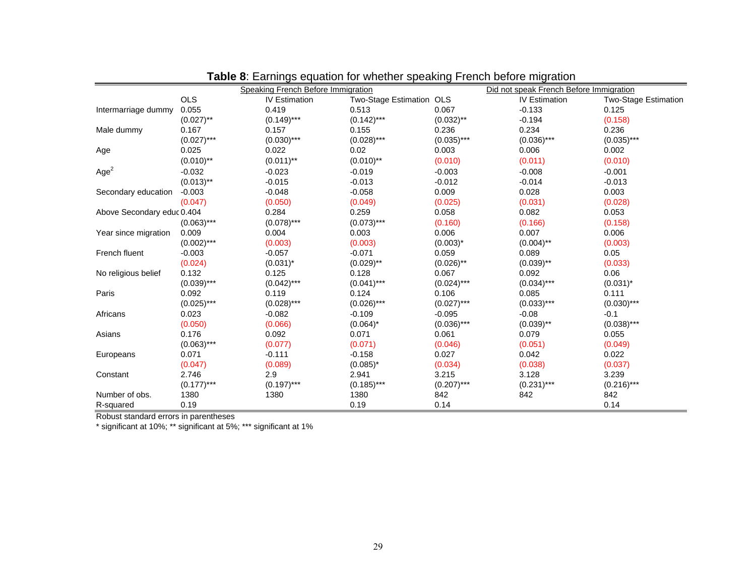**Table 8**: Earnings equation for whether speaking French before migration

| | Speaking French Before Immigration | | | Did not speak French Before Immigration | | |
|---|---|---|---|---|---|---|
| | OLS | IV Estimation | Two-Stage Estimation | OLS | IV Estimation | Two-Stage Estimation |
| Intermarriage dummy | 0.055 | 0.419 | 0.513 | 0.067 | -0.133 | 0.125 |
| | (0.027)** | (0.149)*** | (0.142)*** | (0.032)** | -0.194 | (0.158) |
| Male dummy | 0.167 | 0.157 | 0.155 | 0.236 | 0.234 | 0.236 |
| | (0.027)*** | (0.030)*** | (0.028)*** | (0.035)*** | (0.036)*** | (0.035)*** |
| Age | 0.025 | 0.022 | 0.02 | 0.003 | 0.006 | 0.002 |
| | (0.010)** | (0.011)** | (0.010)** | (0.010) | (0.011) | (0.010) |
| $Age^2$ | -0.032 | -0.023 | -0.019 | -0.003 | -0.008 | -0.001 |
| | (0.013)** | -0.015 | -0.013 | -0.012 | -0.014 | -0.013 |
| Secondary education | -0.003 | -0.048 | -0.058 | 0.009 | 0.028 | 0.003 |
| | (0.047) | (0.050) | (0.049) | (0.025) | (0.031) | (0.028) |
| Above Secondary educ | 0.404 | 0.284 | 0.259 | 0.058 | 0.082 | 0.053 |
| | (0.063)*** | (0.078)*** | (0.073)*** | (0.160) | (0.166) | (0.158) |
| Year since migration | 0.009 | 0.004 | 0.003 | 0.006 | 0.007 | 0.006 |
| | (0.002)*** | (0.003) | (0.003) | (0.003)* | (0.004)** | (0.003) |
| French fluent | -0.003 | -0.057 | -0.071 | 0.059 | 0.089 | 0.05 |
| | (0.024) | (0.031)* | (0.029)** | (0.026)** | (0.039)** | (0.033) |
| No religious belief | 0.132 | 0.125 | 0.128 | 0.067 | 0.092 | 0.06 |
| | (0.039)*** | (0.042)*** | (0.041)*** | (0.024)*** | (0.034)*** | (0.031)* |
| Paris | 0.092 | 0.119 | 0.124 | 0.106 | 0.085 | 0.111 |
| | (0.025)*** | (0.028)*** | (0.026)*** | (0.027)*** | (0.033)*** | (0.030)*** |
| Africans | 0.023 | -0.082 | -0.109 | -0.095 | -0.08 | -0.1 |
| | (0.050) | (0.066) | (0.064)* | (0.036)*** | (0.039)** | (0.038)*** |
| Asians | 0.176 | 0.092 | 0.071 | 0.061 | 0.079 | 0.055 |
| | (0.063)*** | (0.077) | (0.071) | (0.046) | (0.051) | (0.049) |
| Europeans | 0.071 | -0.111 | -0.158 | 0.027 | 0.042 | 0.022 |
| | (0.047) | (0.089) | (0.085)* | (0.034) | (0.038) | (0.037) |
| Constant | 2.746 | 2.9 | 2.941 | 3.215 | 3.128 | 3.239 |
| | (0.177)*** | (0.197)*** | (0.185)*** | (0.207)*** | (0.231)*** | (0.216)*** |
| Number of obs. | 1380 | 1380 | 1380 | 842 | 842 | 842 |
| R-squared | 0.19 | | 0.19 | 0.14 | | 0.14 |

Robust standard errors in parentheses
* significant at 10%; ** significant at 5%; *** significant at 1%